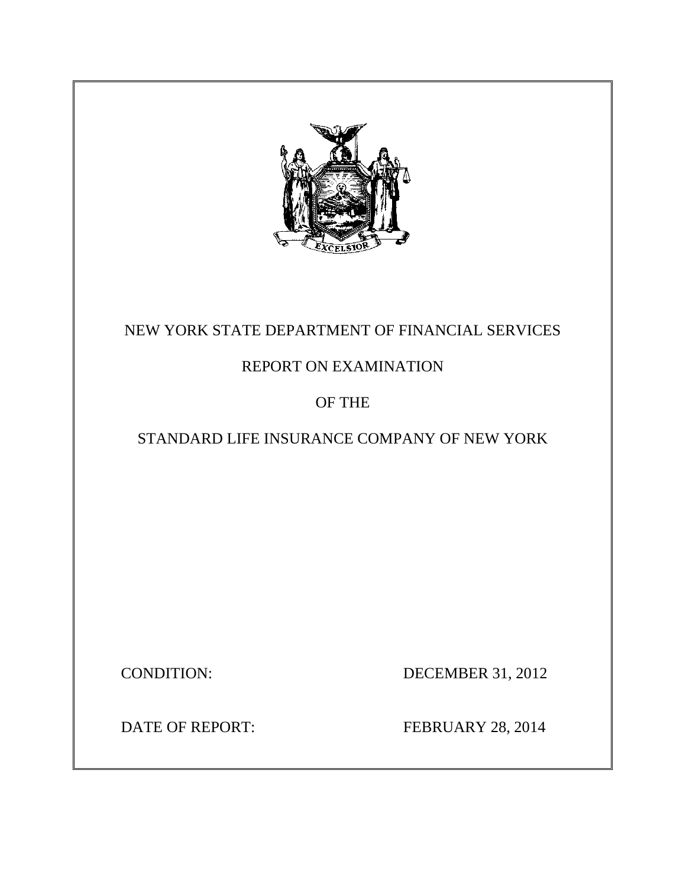NEW YORK STATE DEPARTMENT OF FINANCIAL SERVICES

REPORT ON EXAMINATION

OF THE

STANDARD LIFE INSURANCE COMPANY OF NEW YORK

CONDITION: DECEMBER 31, 2012

DATE OF REPORT: FEBRUARY 28, 2014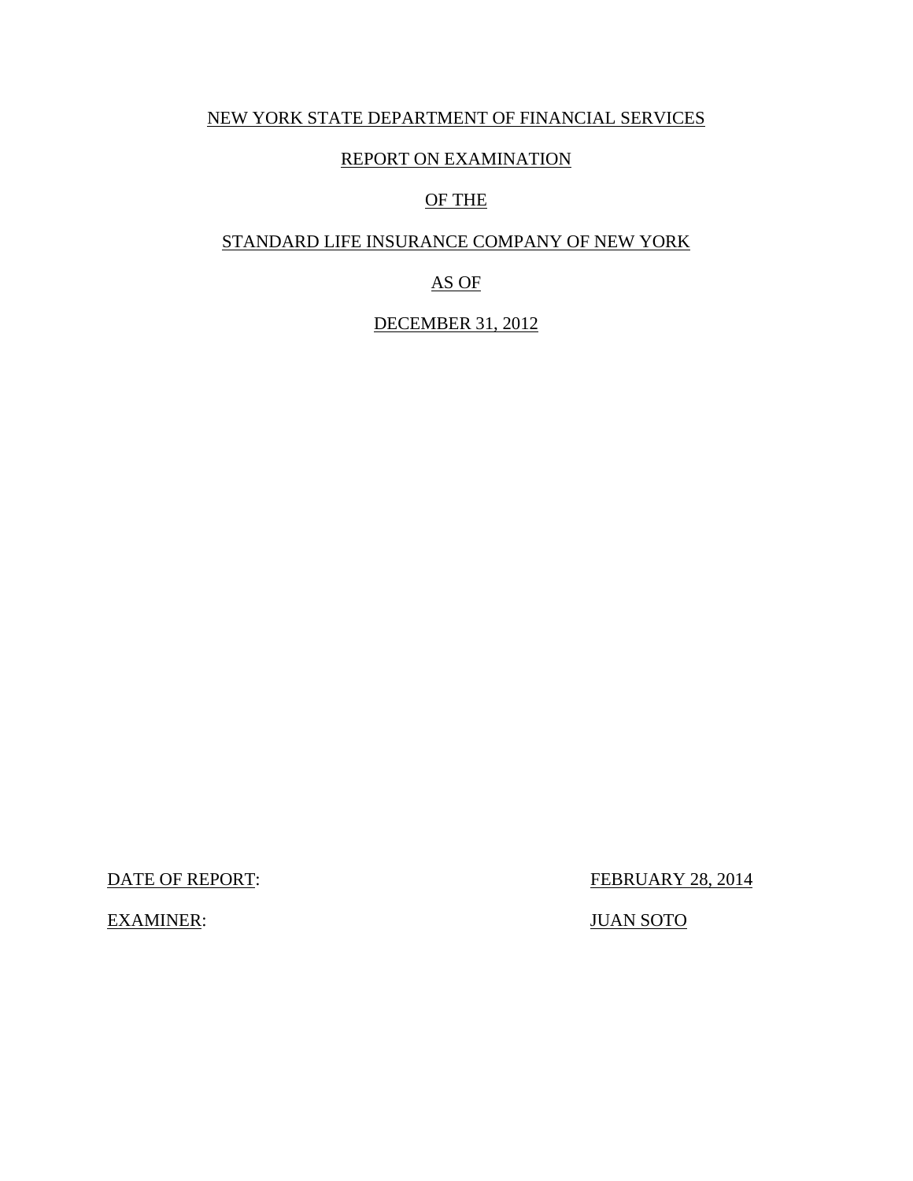NEW YORK STATE DEPARTMENT OF FINANCIAL SERVICES

REPORT ON EXAMINATION

OF THE

STANDARD LIFE INSURANCE COMPANY OF NEW YORK

AS OF

DECEMBER 31, 2012

DATE OF REPORT: FEBRUARY 28, 2014

EXAMINER: JUAN SOTO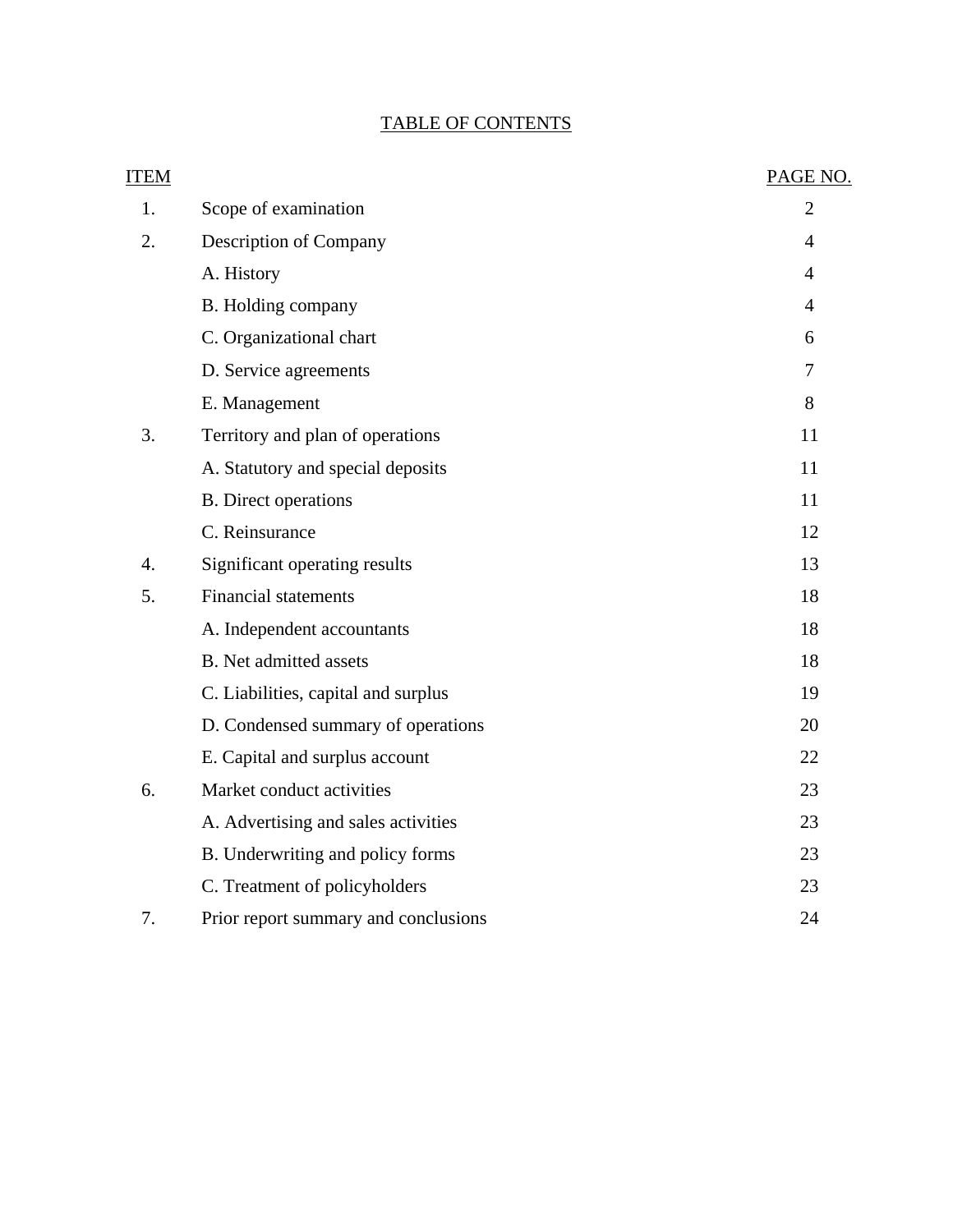# TABLE OF CONTENTS

| ITEM | | PAGE NO. |
|---|---|---|
| 1. | Scope of examination | 2 |
| 2. | Description of Company | 4 |
| | A. History | 4 |
| | B. Holding company | 4 |
| | C. Organizational chart | 6 |
| | D. Service agreements | 7 |
| | E. Management | 8 |
| 3. | Territory and plan of operations | 11 |
| | A. Statutory and special deposits | 11 |
| | B. Direct operations | 11 |
| | C. Reinsurance | 12 |
| 4. | Significant operating results | 13 |
| 5. | Financial statements | 18 |
| | A. Independent accountants | 18 |
| | B. Net admitted assets | 18 |
| | C. Liabilities, capital and surplus | 19 |
| | D. Condensed summary of operations | 20 |
| | E. Capital and surplus account | 22 |
| 6. | Market conduct activities | 23 |
| | A. Advertising and sales activities | 23 |
| | B. Underwriting and policy forms | 23 |
| | C. Treatment of policyholders | 23 |
| 7. | Prior report summary and conclusions | 24 |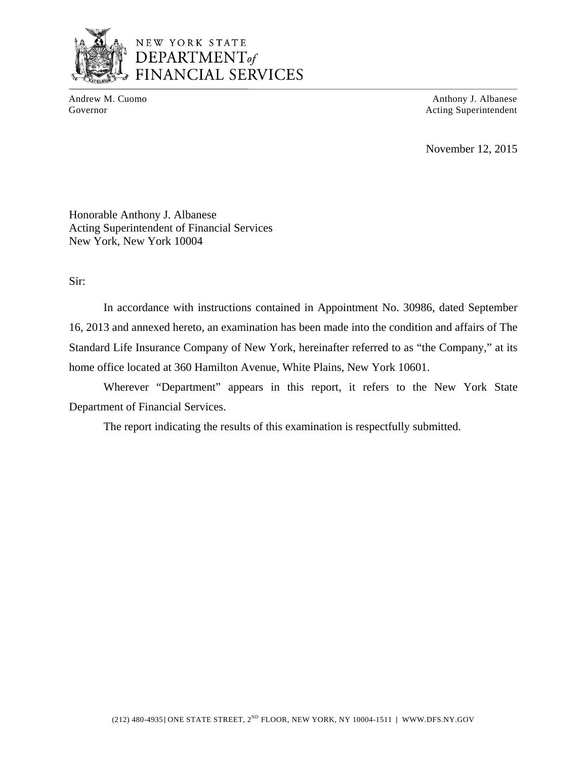NEW YORK STATE
DEPARTMENT *of*
FINANCIAL SERVICES

Andrew M. Cuomo
Governor

Anthony J. Albanese
Acting Superintendent

November 12, 2015

Honorable Anthony J. Albanese
Acting Superintendent of Financial Services
New York, New York 10004

Sir:

In accordance with instructions contained in Appointment No. 30986, dated September 16, 2013 and annexed hereto, an examination has been made into the condition and affairs of The Standard Life Insurance Company of New York, hereinafter referred to as "the Company," at its home office located at 360 Hamilton Avenue, White Plains, New York 10601.

Wherever "Department" appears in this report, it refers to the New York State Department of Financial Services.

The report indicating the results of this examination is respectfully submitted.

(212) 480-4935 | ONE STATE STREET, 2ND FLOOR, NEW YORK, NY 10004-1511 | WWW.DFS.NY.GOV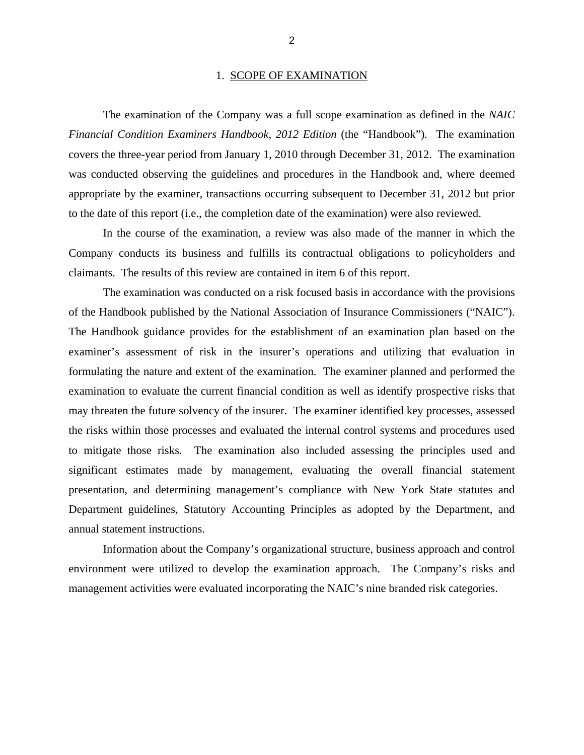## 1. SCOPE OF EXAMINATION

The examination of the Company was a full scope examination as defined in the *NAIC Financial Condition Examiners Handbook, 2012 Edition* (the "Handbook"). The examination covers the three-year period from January 1, 2010 through December 31, 2012. The examination was conducted observing the guidelines and procedures in the Handbook and, where deemed appropriate by the examiner, transactions occurring subsequent to December 31, 2012 but prior to the date of this report (i.e., the completion date of the examination) were also reviewed.

In the course of the examination, a review was also made of the manner in which the Company conducts its business and fulfills its contractual obligations to policyholders and claimants. The results of this review are contained in item 6 of this report.

The examination was conducted on a risk focused basis in accordance with the provisions of the Handbook published by the National Association of Insurance Commissioners ("NAIC"). The Handbook guidance provides for the establishment of an examination plan based on the examiner's assessment of risk in the insurer's operations and utilizing that evaluation in formulating the nature and extent of the examination. The examiner planned and performed the examination to evaluate the current financial condition as well as identify prospective risks that may threaten the future solvency of the insurer. The examiner identified key processes, assessed the risks within those processes and evaluated the internal control systems and procedures used to mitigate those risks. The examination also included assessing the principles used and significant estimates made by management, evaluating the overall financial statement presentation, and determining management's compliance with New York State statutes and Department guidelines, Statutory Accounting Principles as adopted by the Department, and annual statement instructions.

Information about the Company's organizational structure, business approach and control environment were utilized to develop the examination approach. The Company's risks and management activities were evaluated incorporating the NAIC's nine branded risk categories.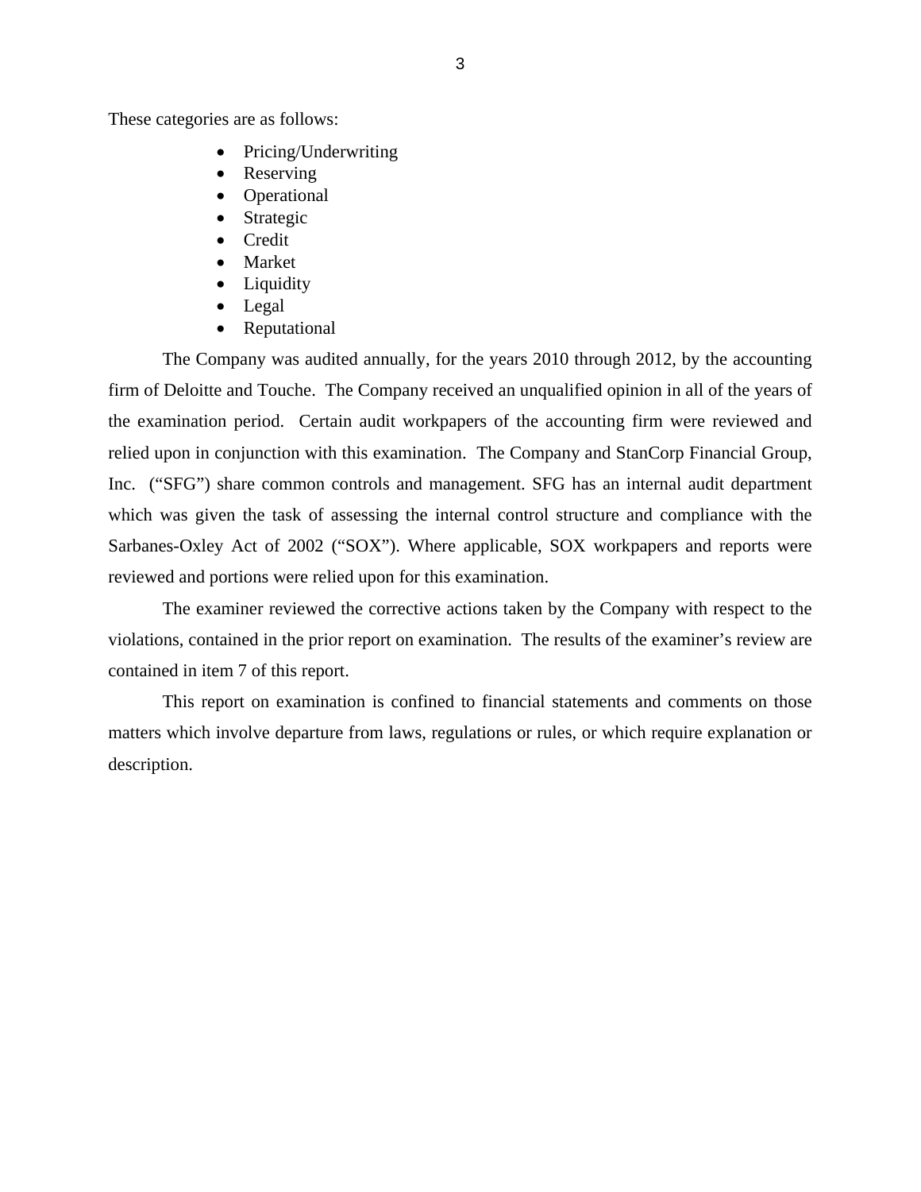These categories are as follows:

- Pricing/Underwriting
- Reserving
- Operational
- Strategic
- Credit
- Market
- Liquidity
- Legal
- Reputational

The Company was audited annually, for the years 2010 through 2012, by the accounting firm of Deloitte and Touche. The Company received an unqualified opinion in all of the years of the examination period. Certain audit workpapers of the accounting firm were reviewed and relied upon in conjunction with this examination. The Company and StanCorp Financial Group, Inc. ("SFG") share common controls and management. SFG has an internal audit department which was given the task of assessing the internal control structure and compliance with the Sarbanes-Oxley Act of 2002 ("SOX"). Where applicable, SOX workpapers and reports were reviewed and portions were relied upon for this examination.

The examiner reviewed the corrective actions taken by the Company with respect to the violations, contained in the prior report on examination. The results of the examiner's review are contained in item 7 of this report.

This report on examination is confined to financial statements and comments on those matters which involve departure from laws, regulations or rules, or which require explanation or description.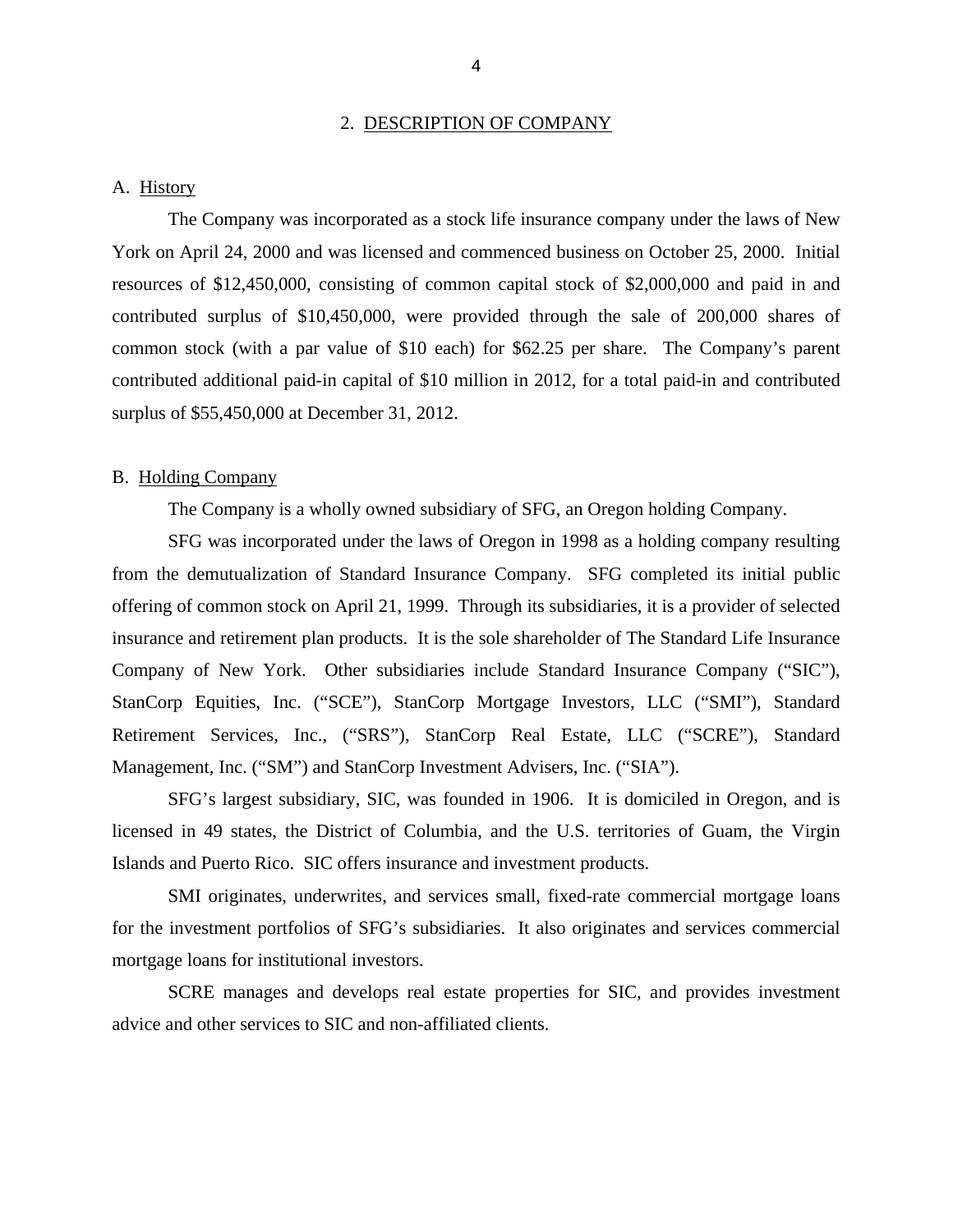## 2. DESCRIPTION OF COMPANY

### A. History

The Company was incorporated as a stock life insurance company under the laws of New York on April 24, 2000 and was licensed and commenced business on October 25, 2000. Initial resources of $12,450,000, consisting of common capital stock of $2,000,000 and paid in and contributed surplus of $10,450,000, were provided through the sale of 200,000 shares of common stock (with a par value of $10 each) for $62.25 per share. The Company's parent contributed additional paid-in capital of $10 million in 2012, for a total paid-in and contributed surplus of $55,450,000 at December 31, 2012.

### B. Holding Company

The Company is a wholly owned subsidiary of SFG, an Oregon holding Company.

SFG was incorporated under the laws of Oregon in 1998 as a holding company resulting from the demutualization of Standard Insurance Company. SFG completed its initial public offering of common stock on April 21, 1999. Through its subsidiaries, it is a provider of selected insurance and retirement plan products. It is the sole shareholder of The Standard Life Insurance Company of New York. Other subsidiaries include Standard Insurance Company ("SIC"), StanCorp Equities, Inc. ("SCE"), StanCorp Mortgage Investors, LLC ("SMI"), Standard Retirement Services, Inc., ("SRS"), StanCorp Real Estate, LLC ("SCRE"), Standard Management, Inc. ("SM") and StanCorp Investment Advisers, Inc. ("SIA").

SFG's largest subsidiary, SIC, was founded in 1906. It is domiciled in Oregon, and is licensed in 49 states, the District of Columbia, and the U.S. territories of Guam, the Virgin Islands and Puerto Rico. SIC offers insurance and investment products.

SMI originates, underwrites, and services small, fixed-rate commercial mortgage loans for the investment portfolios of SFG's subsidiaries. It also originates and services commercial mortgage loans for institutional investors.

SCRE manages and develops real estate properties for SIC, and provides investment advice and other services to SIC and non-affiliated clients.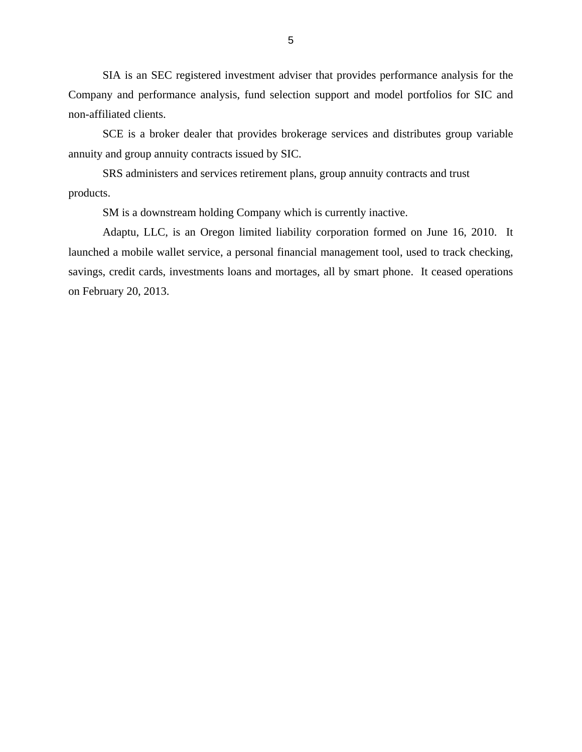SIA is an SEC registered investment adviser that provides performance analysis for the Company and performance analysis, fund selection support and model portfolios for SIC and non-affiliated clients.

SCE is a broker dealer that provides brokerage services and distributes group variable annuity and group annuity contracts issued by SIC.

SRS administers and services retirement plans, group annuity contracts and trust products.

SM is a downstream holding Company which is currently inactive.

Adaptu, LLC, is an Oregon limited liability corporation formed on June 16, 2010. It launched a mobile wallet service, a personal financial management tool, used to track checking, savings, credit cards, investments loans and mortages, all by smart phone. It ceased operations on February 20, 2013.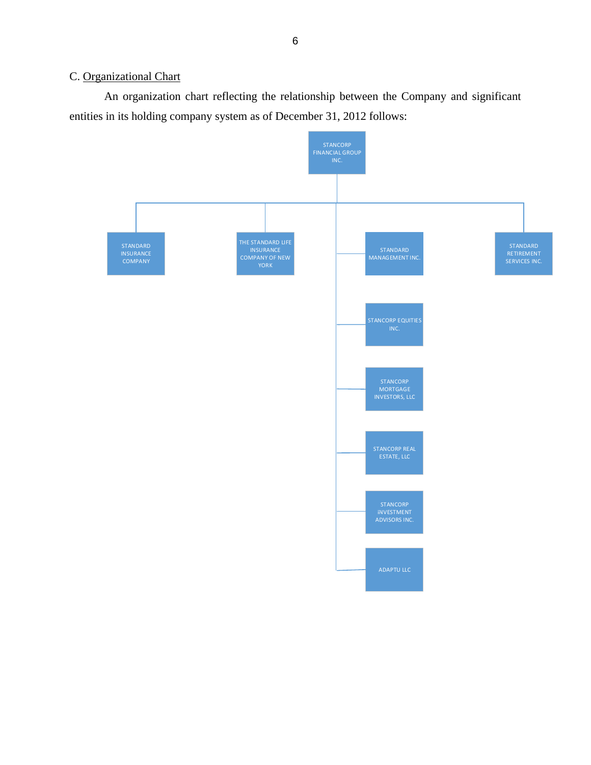C. Organizational Chart

An organization chart reflecting the relationship between the Company and significant entities in its holding company system as of December 31, 2012 follows:

STANCORP FINANCIAL GROUP INC.

STANDARD INSURANCE COMPANY

THE STANDARD LIFE INSURANCE COMPANY OF NEW YORK

STANDARD MANAGEMENT INC.

STANDARD RETIREMENT SERVICES INC.

STANCORP EQUITIES INC.

STANCORP MORTGAGE INVESTORS, LLC

STANCORP REAL ESTATE, LLC

STANCORP INVESTMENT ADVISORS INC.

ADAPTU LLC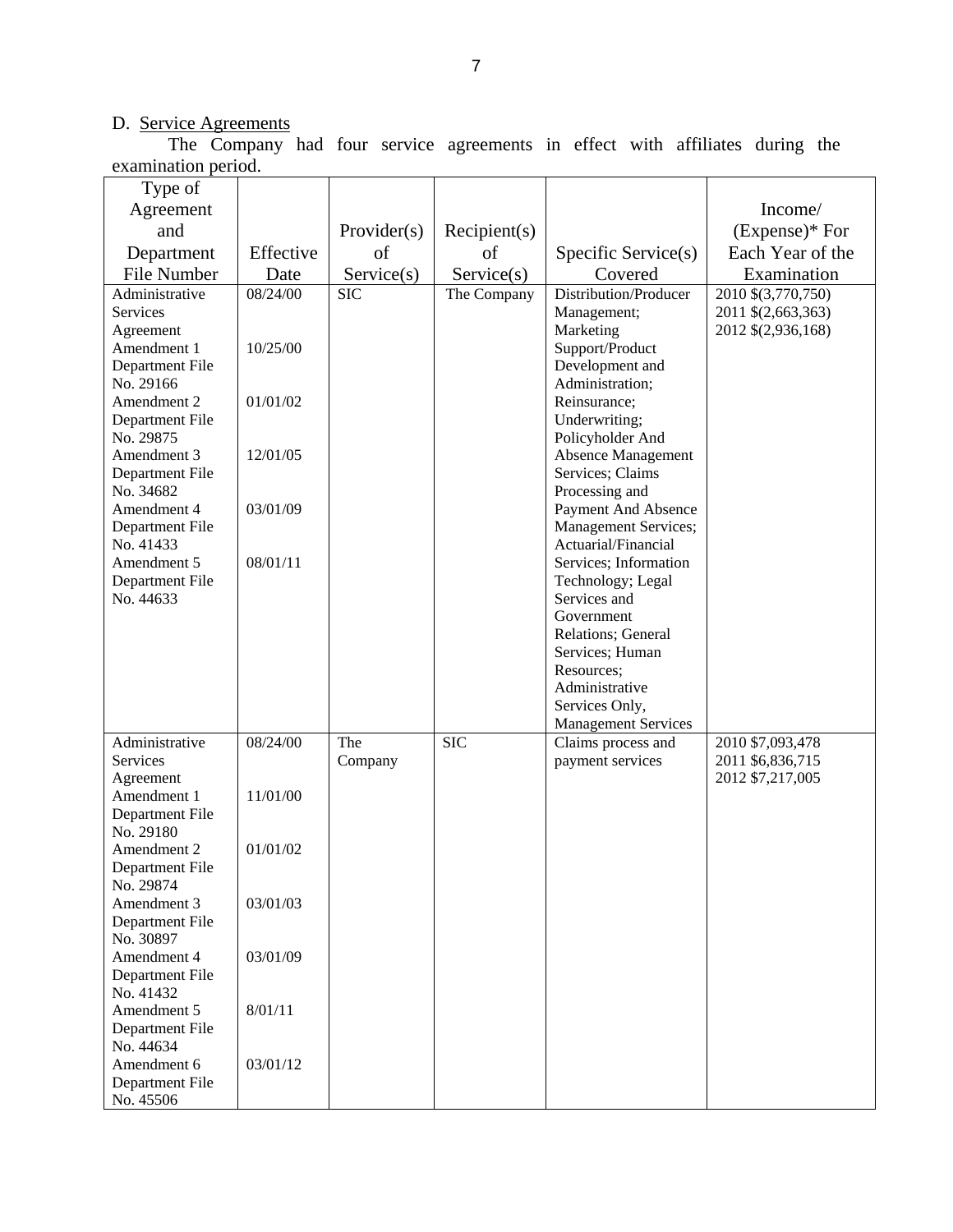D. Service Agreements

The Company had four service agreements in effect with affiliates during the examination period.

| Type of Agreement and Department File Number | Effective Date | Provider(s) of Service(s) | Recipient(s) of Service(s) | Specific Service(s) Covered | Income/ (Expense)* For Each Year of the Examination |
|---|---|---|---|---|---|
| Administrative Services Agreement<br>Amendment 1 Department File No. 29166<br>Amendment 2 Department File No. 29875<br>Amendment 3 Department File No. 34682<br>Amendment 4 Department File No. 41433<br>Amendment 5 Department File No. 44633 | 08/24/00<br>10/25/00<br>01/01/02<br>12/01/05<br>03/01/09<br>08/01/11 | SIC | The Company | Distribution/Producer Management; Marketing Support/Product Development and Administration; Reinsurance; Underwriting; Policyholder And Absence Management Services; Claims Processing and Payment And Absence Management Services; Actuarial/Financial Services; Information Technology; Legal Services and Government Relations; General Services; Human Resources; Administrative Services Only, Management Services | 2010 $(3,770,750)<br>2011 $(2,663,363)<br>2012 $(2,936,168) |
| Administrative Services Agreement<br>Amendment 1 Department File No. 29180<br>Amendment 2 Department File No. 29874<br>Amendment 3 Department File No. 30897<br>Amendment 4 Department File No. 41432<br>Amendment 5 Department File No. 44634<br>Amendment 6 Department File No. 45506 | 08/24/00<br>11/01/00<br>01/01/02<br>03/01/03<br>03/01/09<br>8/01/11<br>03/01/12 | The Company | SIC | Claims process and payment services | 2010 $7,093,478<br>2011 $6,836,715<br>2012 $7,217,005 |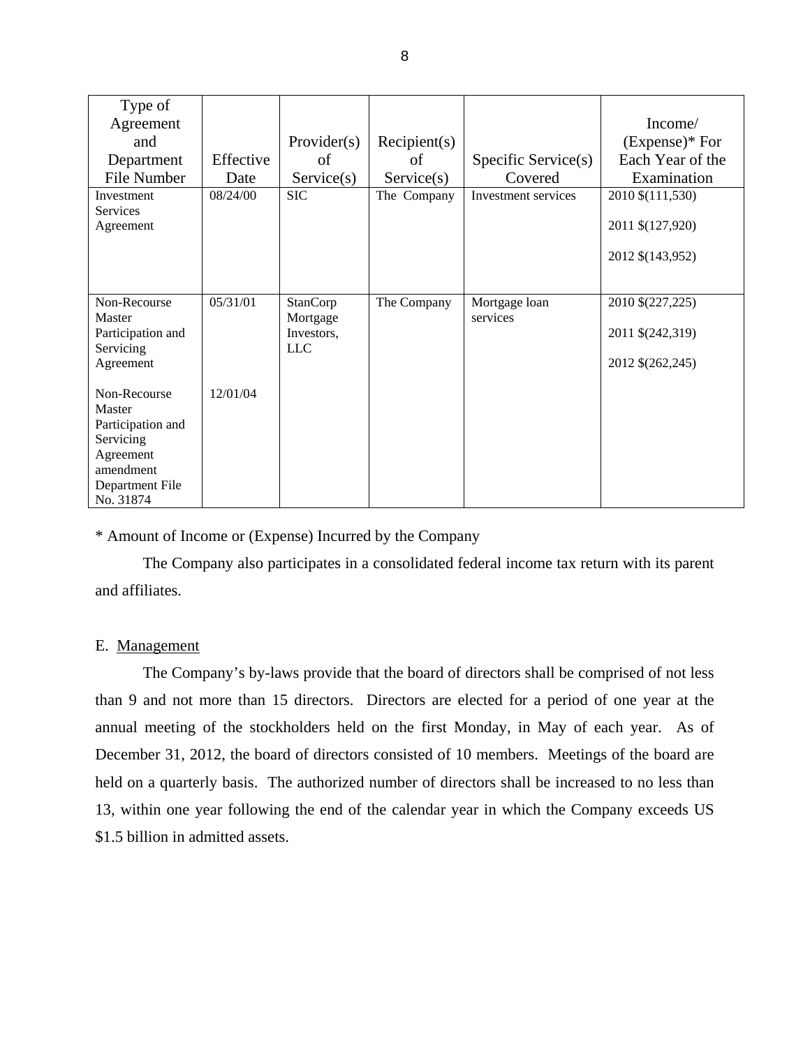| Type of Agreement and Department File Number | Effective Date | Provider(s) of Service(s) | Recipient(s) of Service(s) | Specific Service(s) Covered | Income/ (Expense)* For Each Year of the Examination |
|---|---|---|---|---|---|
| Investment Services Agreement | 08/24/00 | SIC | The Company | Investment services | 2010 $(111,530)<br>2011 $(127,920)<br>2012 $(143,952) |
| Non-Recourse Master Participation and Servicing Agreement<br><br>Non-Recourse Master Participation and Servicing Agreement amendment Department File No. 31874 | 05/31/01<br><br>12/01/04 | StanCorp Mortgage Investors, LLC | The Company | Mortgage loan services | 2010 $(227,225)<br>2011 $(242,319)<br>2012 $(262,245) |

* Amount of Income or (Expense) Incurred by the Company

The Company also participates in a consolidated federal income tax return with its parent and affiliates.

E. Management

The Company's by-laws provide that the board of directors shall be comprised of not less than 9 and not more than 15 directors. Directors are elected for a period of one year at the annual meeting of the stockholders held on the first Monday, in May of each year. As of December 31, 2012, the board of directors consisted of 10 members. Meetings of the board are held on a quarterly basis. The authorized number of directors shall be increased to no less than 13, within one year following the end of the calendar year in which the Company exceeds US $1.5 billion in admitted assets.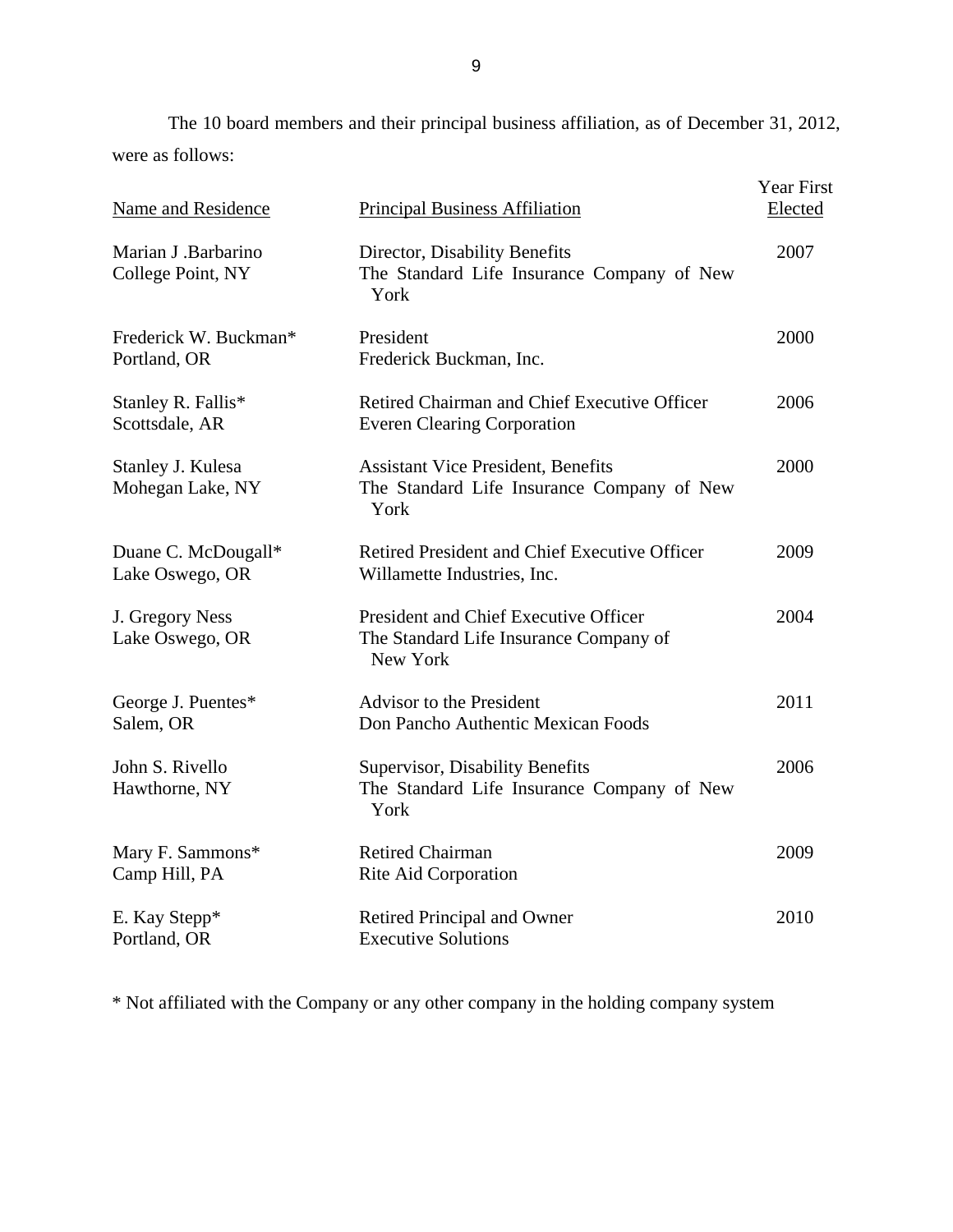The 10 board members and their principal business affiliation, as of December 31, 2012, were as follows:

| Name and Residence | Principal Business Affiliation | Year First Elected |
|---|---|---|
| Marian J .Barbarino<br>College Point, NY | Director, Disability Benefits<br>The Standard Life Insurance Company of New York | 2007 |
| Frederick W. Buckman*<br>Portland, OR | President<br>Frederick Buckman, Inc. | 2000 |
| Stanley R. Fallis*<br>Scottsdale, AR | Retired Chairman and Chief Executive Officer<br>Everen Clearing Corporation | 2006 |
| Stanley J. Kulesa<br>Mohegan Lake, NY | Assistant Vice President, Benefits<br>The Standard Life Insurance Company of New York | 2000 |
| Duane C. McDougall*<br>Lake Oswego, OR | Retired President and Chief Executive Officer<br>Willamette Industries, Inc. | 2009 |
| J. Gregory Ness<br>Lake Oswego, OR | President and Chief Executive Officer<br>The Standard Life Insurance Company of New York | 2004 |
| George J. Puentes*<br>Salem, OR | Advisor to the President<br>Don Pancho Authentic Mexican Foods | 2011 |
| John S. Rivello<br>Hawthorne, NY | Supervisor, Disability Benefits<br>The Standard Life Insurance Company of New York | 2006 |
| Mary F. Sammons*<br>Camp Hill, PA | Retired Chairman<br>Rite Aid Corporation | 2009 |
| E. Kay Stepp*<br>Portland, OR | Retired Principal and Owner<br>Executive Solutions | 2010 |

* Not affiliated with the Company or any other company in the holding company system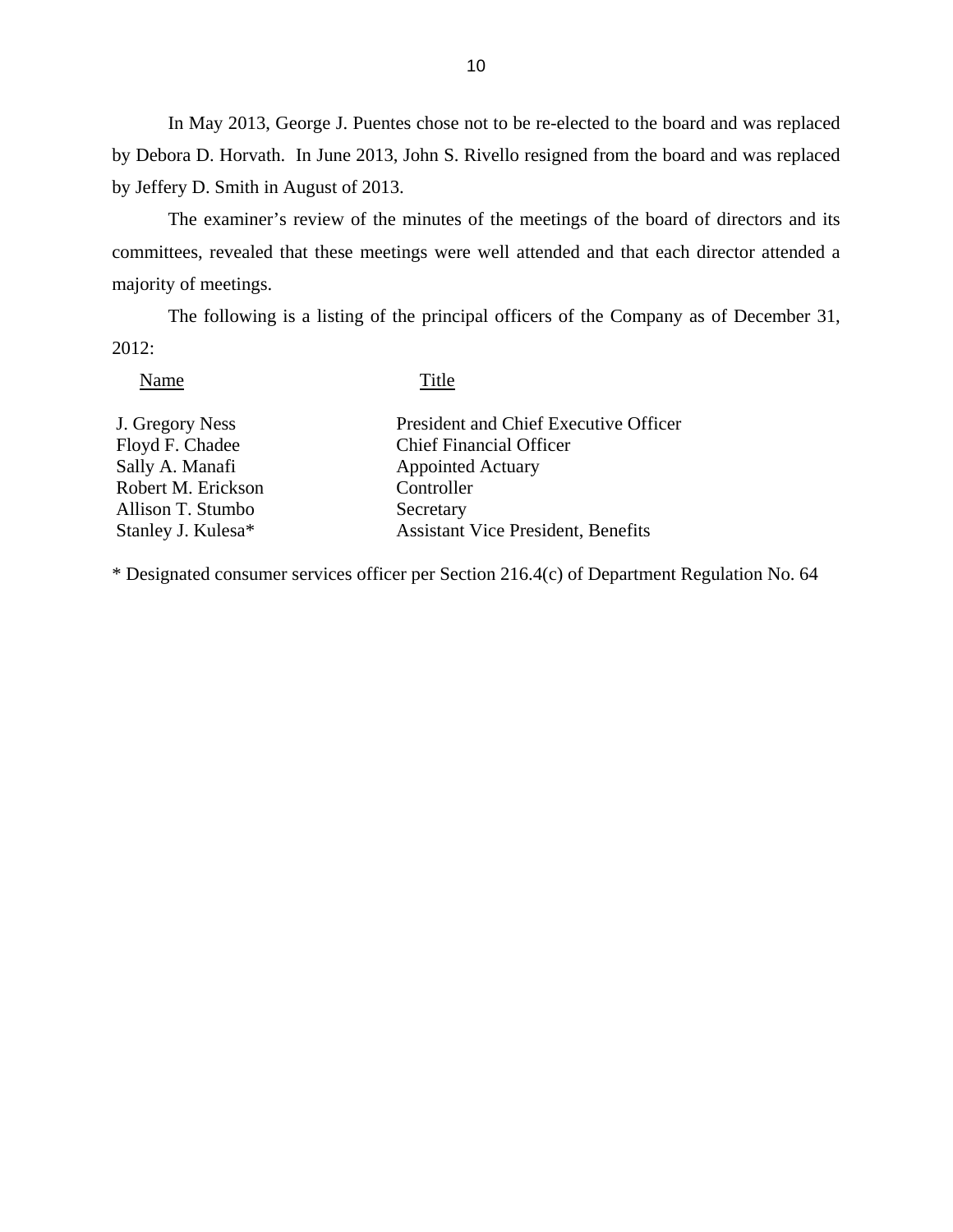In May 2013, George J. Puentes chose not to be re-elected to the board and was replaced by Debora D. Horvath. In June 2013, John S. Rivello resigned from the board and was replaced by Jeffery D. Smith in August of 2013.

The examiner's review of the minutes of the meetings of the board of directors and its committees, revealed that these meetings were well attended and that each director attended a majority of meetings.

The following is a listing of the principal officers of the Company as of December 31, 2012:

| Name | Title |
|---|---|
| J. Gregory Ness | President and Chief Executive Officer |
| Floyd F. Chadee | Chief Financial Officer |
| Sally A. Manafi | Appointed Actuary |
| Robert M. Erickson | Controller |
| Allison T. Stumbo | Secretary |
| Stanley J. Kulesa* | Assistant Vice President, Benefits |

* Designated consumer services officer per Section 216.4(c) of Department Regulation No. 64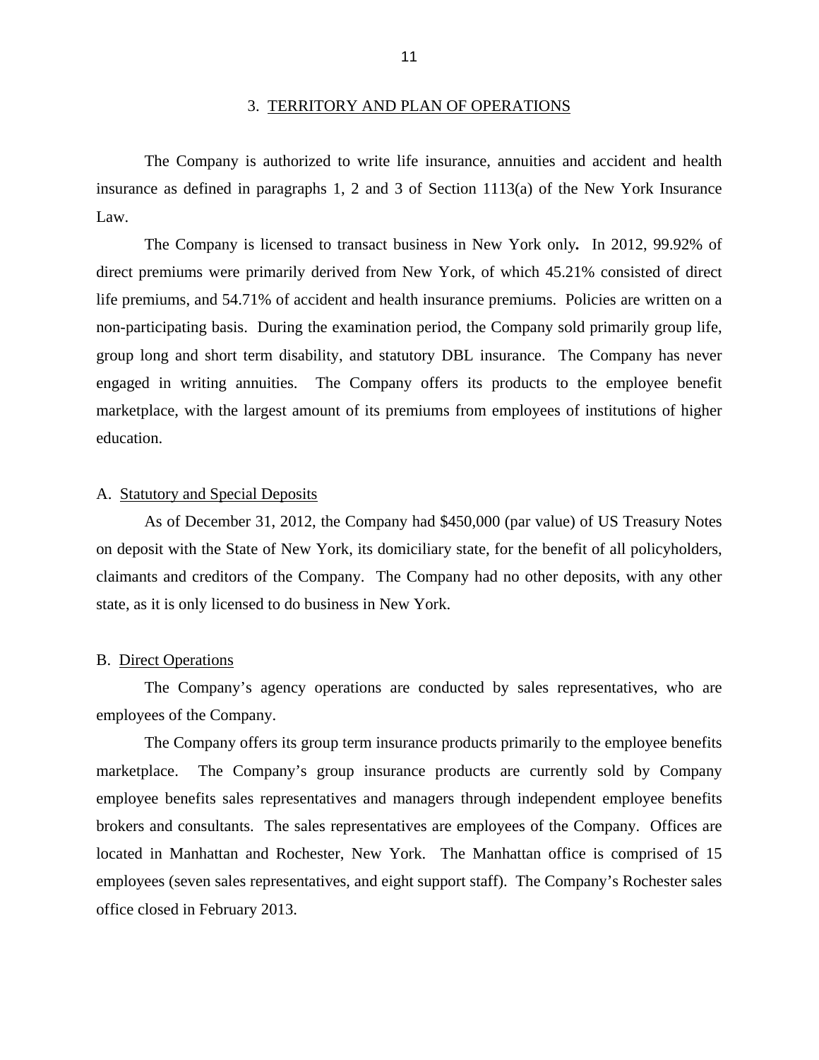## 3. TERRITORY AND PLAN OF OPERATIONS

The Company is authorized to write life insurance, annuities and accident and health insurance as defined in paragraphs 1, 2 and 3 of Section 1113(a) of the New York Insurance Law.

The Company is licensed to transact business in New York only**.** In 2012, 99.92% of direct premiums were primarily derived from New York, of which 45.21% consisted of direct life premiums, and 54.71% of accident and health insurance premiums. Policies are written on a non-participating basis. During the examination period, the Company sold primarily group life, group long and short term disability, and statutory DBL insurance. The Company has never engaged in writing annuities. The Company offers its products to the employee benefit marketplace, with the largest amount of its premiums from employees of institutions of higher education.

### A. Statutory and Special Deposits

As of December 31, 2012, the Company had $450,000 (par value) of US Treasury Notes on deposit with the State of New York, its domiciliary state, for the benefit of all policyholders, claimants and creditors of the Company. The Company had no other deposits, with any other state, as it is only licensed to do business in New York.

### B. Direct Operations

The Company's agency operations are conducted by sales representatives, who are employees of the Company.

The Company offers its group term insurance products primarily to the employee benefits marketplace. The Company's group insurance products are currently sold by Company employee benefits sales representatives and managers through independent employee benefits brokers and consultants. The sales representatives are employees of the Company. Offices are located in Manhattan and Rochester, New York. The Manhattan office is comprised of 15 employees (seven sales representatives, and eight support staff). The Company's Rochester sales office closed in February 2013.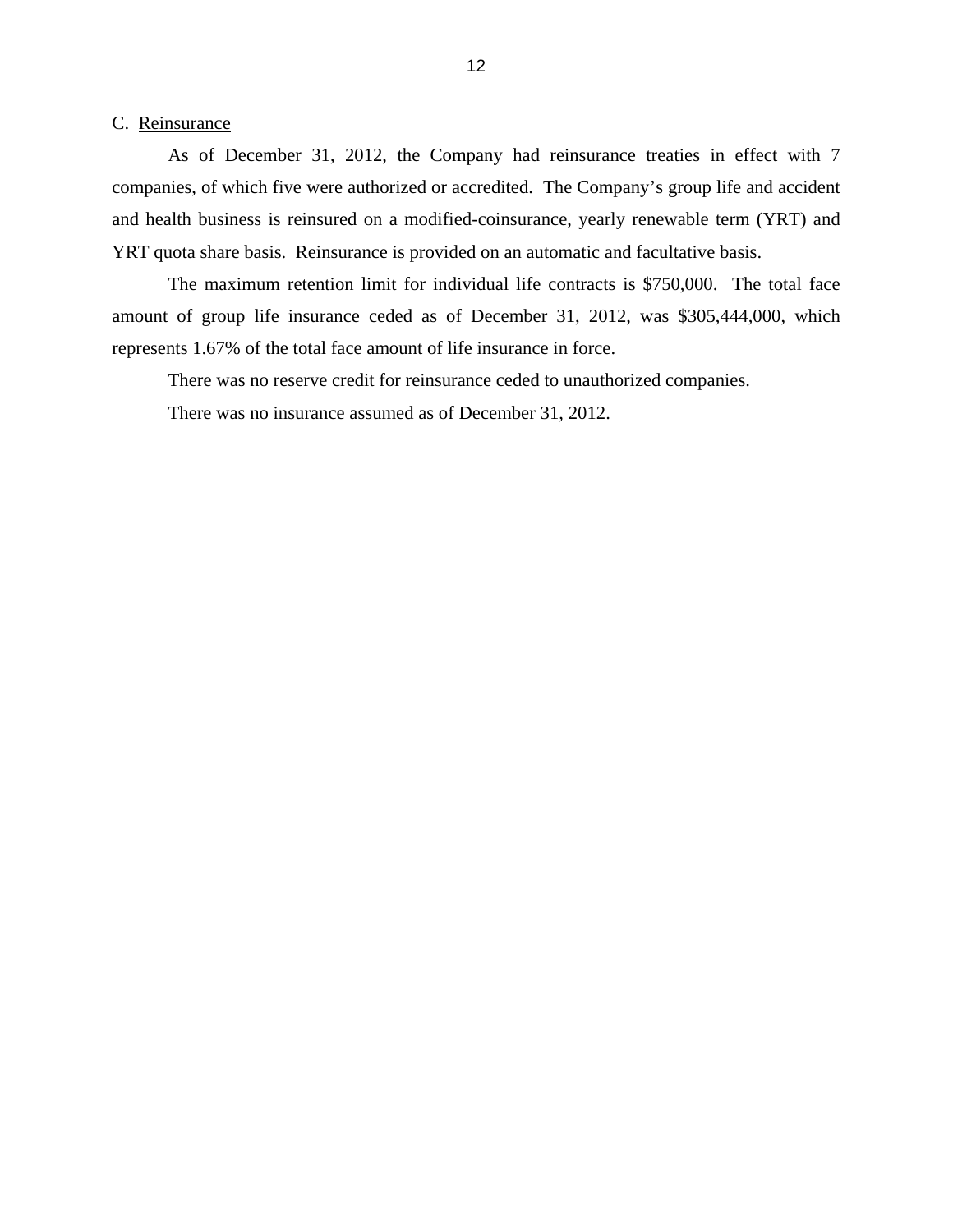C. Reinsurance

As of December 31, 2012, the Company had reinsurance treaties in effect with 7 companies, of which five were authorized or accredited. The Company's group life and accident and health business is reinsured on a modified-coinsurance, yearly renewable term (YRT) and YRT quota share basis. Reinsurance is provided on an automatic and facultative basis.

The maximum retention limit for individual life contracts is $750,000. The total face amount of group life insurance ceded as of December 31, 2012, was $305,444,000, which represents 1.67% of the total face amount of life insurance in force.

There was no reserve credit for reinsurance ceded to unauthorized companies.

There was no insurance assumed as of December 31, 2012.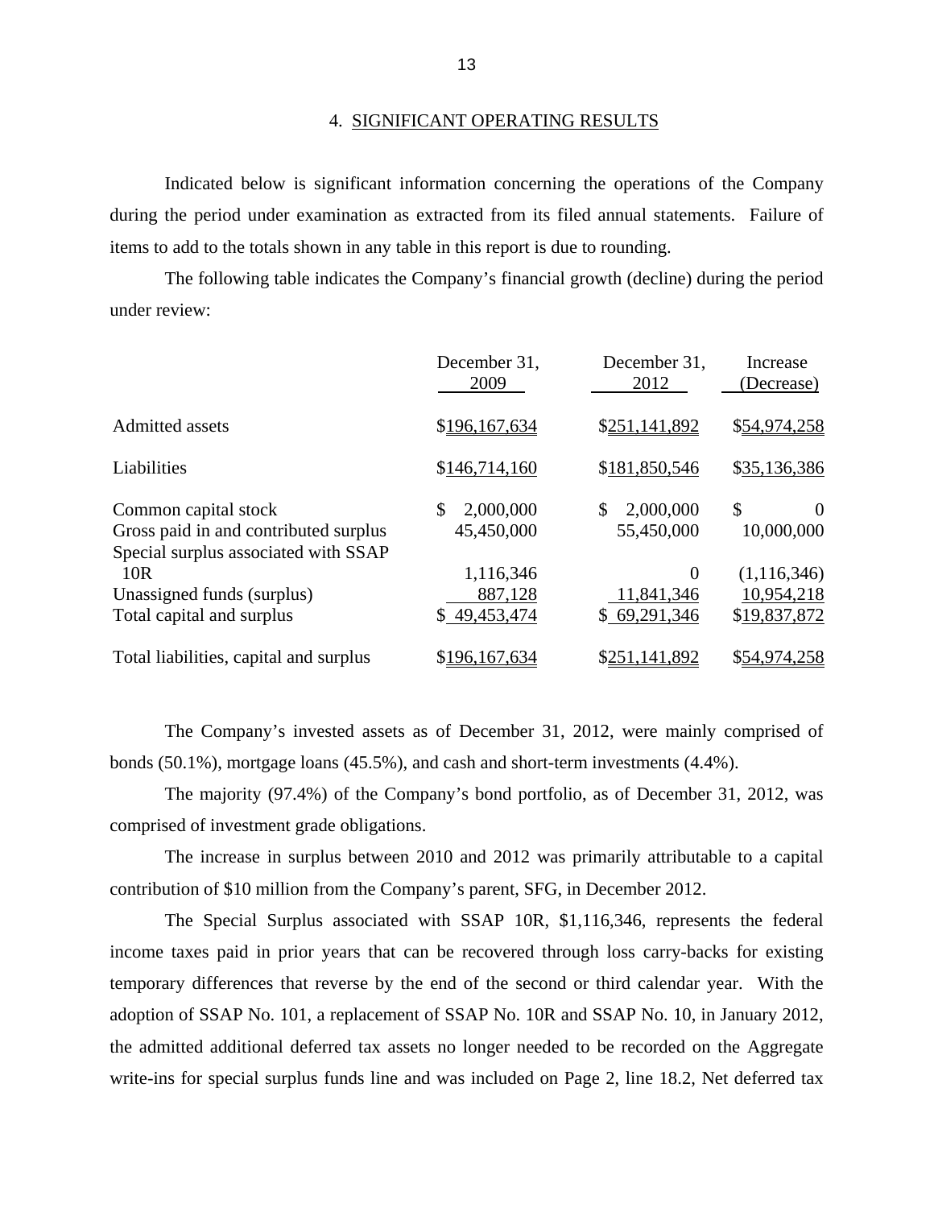## 4. SIGNIFICANT OPERATING RESULTS

Indicated below is significant information concerning the operations of the Company during the period under examination as extracted from its filed annual statements. Failure of items to add to the totals shown in any table in this report is due to rounding.

The following table indicates the Company's financial growth (decline) during the period under review:

| | December 31, 2009 | December 31, 2012 | Increase (Decrease) |
|---|---|---|---|
| Admitted assets | $196,167,634 | $251,141,892 | $54,974,258 |
| Liabilities | $146,714,160 | $181,850,546 | $35,136,386 |
| Common capital stock | $ 2,000,000 | $ 2,000,000 | $ 0 |
| Gross paid in and contributed surplus | 45,450,000 | 55,450,000 | 10,000,000 |
| Special surplus associated with SSAP 10R | 1,116,346 | 0 | (1,116,346) |
| Unassigned funds (surplus) | 887,128 | 11,841,346 | 10,954,218 |
| Total capital and surplus | $ 49,453,474 | $ 69,291,346 | $19,837,872 |
| Total liabilities, capital and surplus | $196,167,634 | $251,141,892 | $54,974,258 |

The Company's invested assets as of December 31, 2012, were mainly comprised of bonds (50.1%), mortgage loans (45.5%), and cash and short-term investments (4.4%).

The majority (97.4%) of the Company's bond portfolio, as of December 31, 2012, was comprised of investment grade obligations.

The increase in surplus between 2010 and 2012 was primarily attributable to a capital contribution of $10 million from the Company's parent, SFG, in December 2012.

The Special Surplus associated with SSAP 10R, $1,116,346, represents the federal income taxes paid in prior years that can be recovered through loss carry-backs for existing temporary differences that reverse by the end of the second or third calendar year. With the adoption of SSAP No. 101, a replacement of SSAP No. 10R and SSAP No. 10, in January 2012, the admitted additional deferred tax assets no longer needed to be recorded on the Aggregate write-ins for special surplus funds line and was included on Page 2, line 18.2, Net deferred tax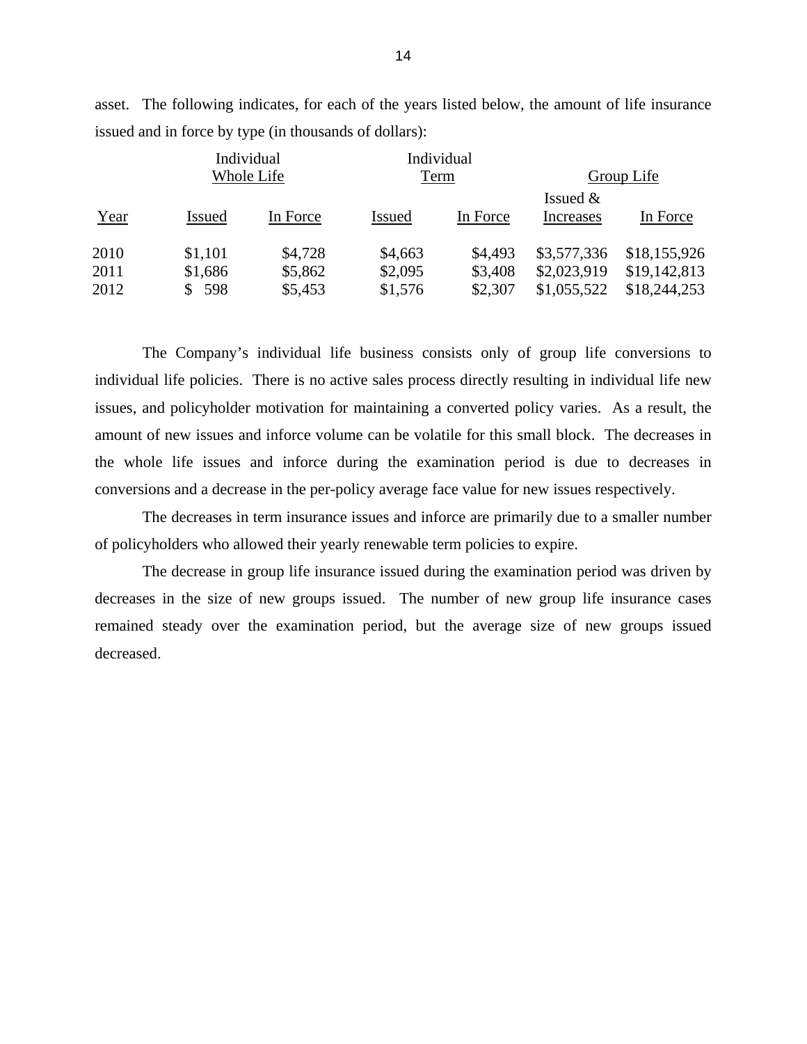asset. The following indicates, for each of the years listed below, the amount of life insurance issued and in force by type (in thousands of dollars):

| | Individual Whole Life | | Individual Term | | Group Life | |
|---|---|---|---|---|---|---|
| Year | Issued | In Force | Issued | In Force | Issued & Increases | In Force |
| 2010 | $1,101 | $4,728 | $4,663 | $4,493 | $3,577,336 | $18,155,926 |
| 2011 | $1,686 | $5,862 | $2,095 | $3,408 | $2,023,919 | $19,142,813 |
| 2012 | $ 598 | $5,453 | $1,576 | $2,307 | $1,055,522 | $18,244,253 |

The Company's individual life business consists only of group life conversions to individual life policies. There is no active sales process directly resulting in individual life new issues, and policyholder motivation for maintaining a converted policy varies. As a result, the amount of new issues and inforce volume can be volatile for this small block. The decreases in the whole life issues and inforce during the examination period is due to decreases in conversions and a decrease in the per-policy average face value for new issues respectively.

The decreases in term insurance issues and inforce are primarily due to a smaller number of policyholders who allowed their yearly renewable term policies to expire.

The decrease in group life insurance issued during the examination period was driven by decreases in the size of new groups issued. The number of new group life insurance cases remained steady over the examination period, but the average size of new groups issued decreased.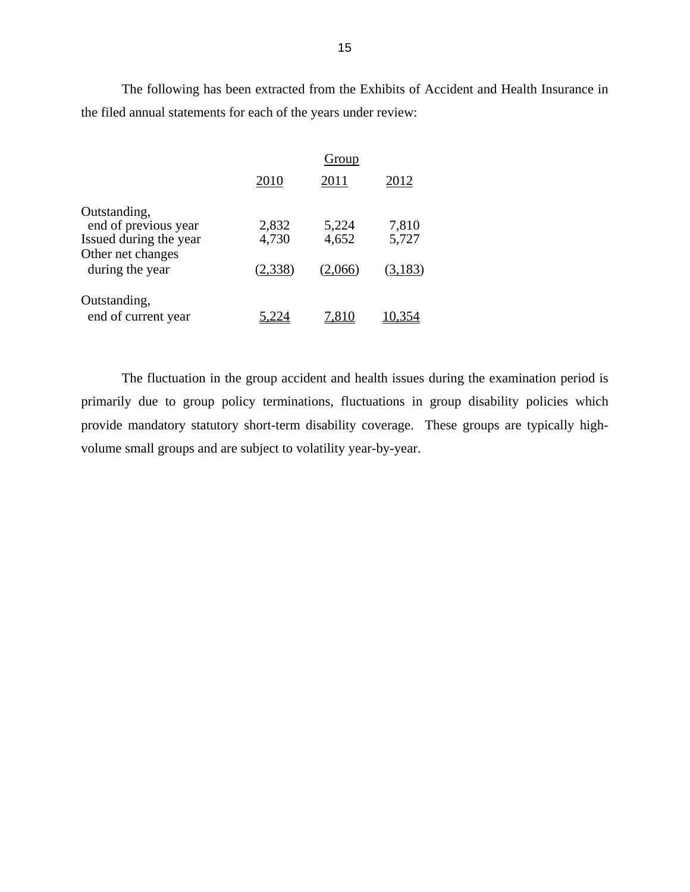The following has been extracted from the Exhibits of Accident and Health Insurance in the filed annual statements for each of the years under review:

| | Group | | |
|---|---|---|---|
| | 2010 | 2011 | 2012 |
| Outstanding, end of previous year | 2,832 | 5,224 | 7,810 |
| Issued during the year | 4,730 | 4,652 | 5,727 |
| Other net changes during the year | (2,338) | (2,066) | (3,183) |
| Outstanding, end of current year | 5,224 | 7,810 | 10,354 |

The fluctuation in the group accident and health issues during the examination period is primarily due to group policy terminations, fluctuations in group disability policies which provide mandatory statutory short-term disability coverage. These groups are typically high-volume small groups and are subject to volatility year-by-year.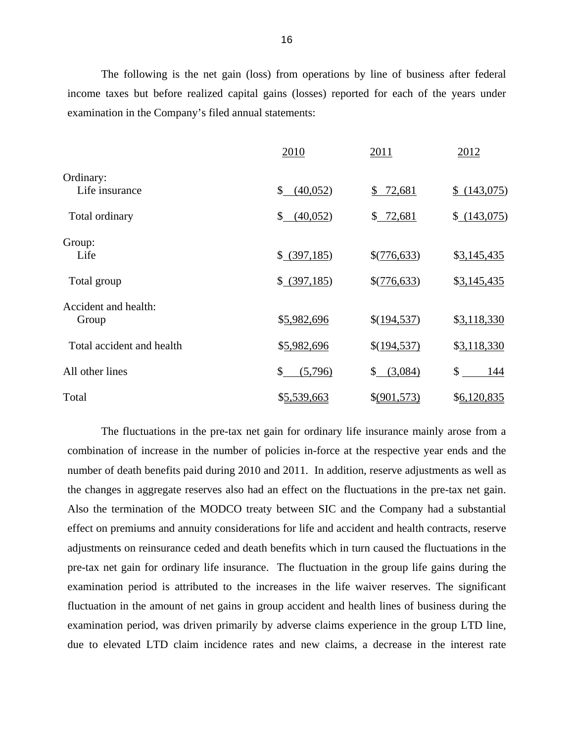The following is the net gain (loss) from operations by line of business after federal income taxes but before realized capital gains (losses) reported for each of the years under examination in the Company's filed annual statements:

| | 2010 | 2011 | 2012 |
|---|---|---|---|
| Ordinary: | | | |
| Life insurance | $ (40,052) | $ 72,681 | $ (143,075) |
| Total ordinary | $ (40,052) | $ 72,681 | $ (143,075) |
| Group: | | | |
| Life | $ (397,185) | $(776,633) | $3,145,435 |
| Total group | $ (397,185) | $(776,633) | $3,145,435 |
| Accident and health: | | | |
| Group | $5,982,696 | $(194,537) | $3,118,330 |
| Total accident and health | $5,982,696 | $(194,537) | $3,118,330 |
| All other lines | $ (5,796) | $ (3,084) | $ 144 |
| Total | $5,539,663 | $(901,573) | $6,120,835 |

The fluctuations in the pre-tax net gain for ordinary life insurance mainly arose from a combination of increase in the number of policies in-force at the respective year ends and the number of death benefits paid during 2010 and 2011. In addition, reserve adjustments as well as the changes in aggregate reserves also had an effect on the fluctuations in the pre-tax net gain. Also the termination of the MODCO treaty between SIC and the Company had a substantial effect on premiums and annuity considerations for life and accident and health contracts, reserve adjustments on reinsurance ceded and death benefits which in turn caused the fluctuations in the pre-tax net gain for ordinary life insurance. The fluctuation in the group life gains during the examination period is attributed to the increases in the life waiver reserves. The significant fluctuation in the amount of net gains in group accident and health lines of business during the examination period, was driven primarily by adverse claims experience in the group LTD line, due to elevated LTD claim incidence rates and new claims, a decrease in the interest rate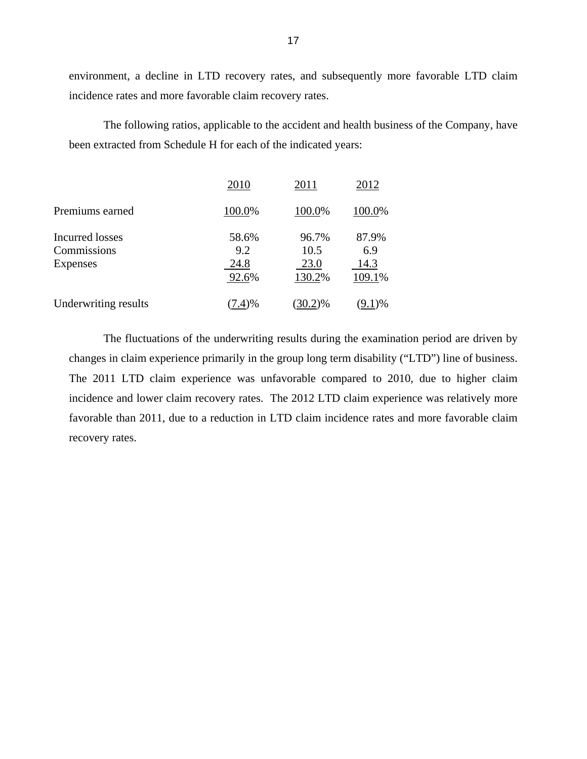environment, a decline in LTD recovery rates, and subsequently more favorable LTD claim incidence rates and more favorable claim recovery rates.

The following ratios, applicable to the accident and health business of the Company, have been extracted from Schedule H for each of the indicated years:

| | 2010 | 2011 | 2012 |
|---|---|---|---|
| Premiums earned | 100.0% | 100.0% | 100.0% |
| Incurred losses | 58.6% | 96.7% | 87.9% |
| Commissions | 9.2 | 10.5 | 6.9 |
| Expenses | 24.8 | 23.0 | 14.3 |
| | 92.6% | 130.2% | 109.1% |
| Underwriting results | (7.4)% | (30.2)% | (9.1)% |

The fluctuations of the underwriting results during the examination period are driven by changes in claim experience primarily in the group long term disability ("LTD") line of business. The 2011 LTD claim experience was unfavorable compared to 2010, due to higher claim incidence and lower claim recovery rates. The 2012 LTD claim experience was relatively more favorable than 2011, due to a reduction in LTD claim incidence rates and more favorable claim recovery rates.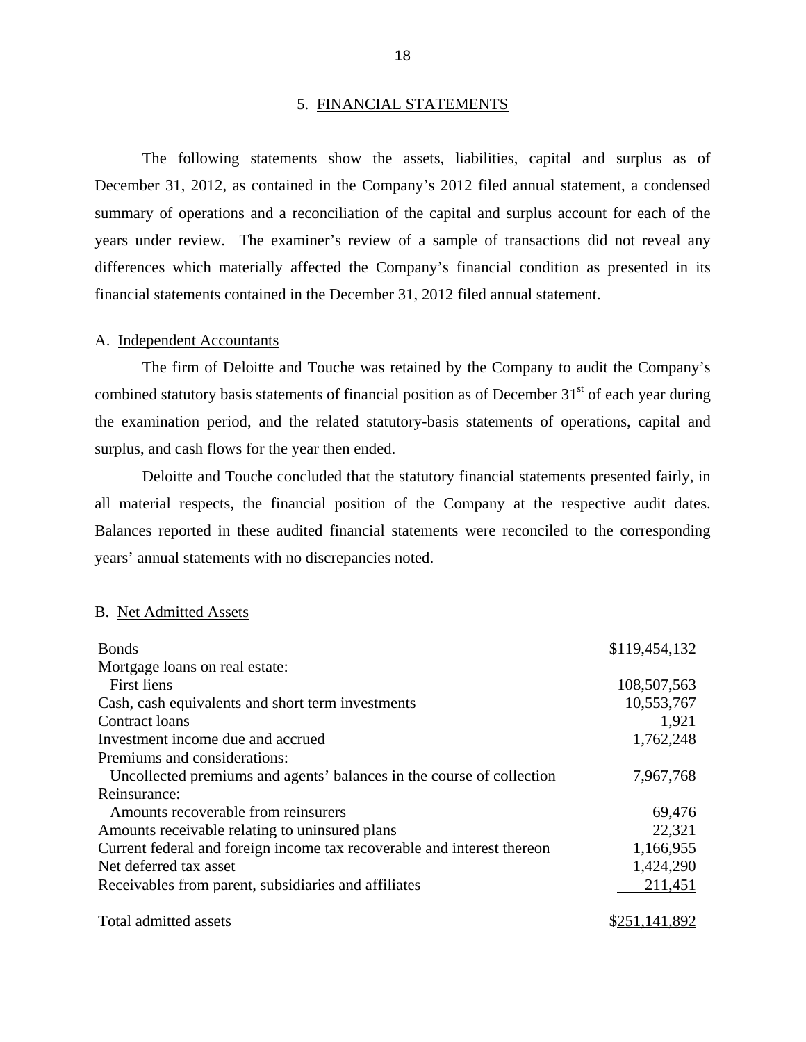## 5. FINANCIAL STATEMENTS

The following statements show the assets, liabilities, capital and surplus as of December 31, 2012, as contained in the Company's 2012 filed annual statement, a condensed summary of operations and a reconciliation of the capital and surplus account for each of the years under review. The examiner's review of a sample of transactions did not reveal any differences which materially affected the Company's financial condition as presented in its financial statements contained in the December 31, 2012 filed annual statement.

### A. Independent Accountants

The firm of Deloitte and Touche was retained by the Company to audit the Company's combined statutory basis statements of financial position as of December 31st of each year during the examination period, and the related statutory-basis statements of operations, capital and surplus, and cash flows for the year then ended.

Deloitte and Touche concluded that the statutory financial statements presented fairly, in all material respects, the financial position of the Company at the respective audit dates. Balances reported in these audited financial statements were reconciled to the corresponding years' annual statements with no discrepancies noted.

### B. Net Admitted Assets

| | |
|---|---|
| Bonds | $119,454,132 |
| Mortgage loans on real estate: | |
| First liens | 108,507,563 |
| Cash, cash equivalents and short term investments | 10,553,767 |
| Contract loans | 1,921 |
| Investment income due and accrued | 1,762,248 |
| Premiums and considerations: | |
| Uncollected premiums and agents' balances in the course of collection | 7,967,768 |
| Reinsurance: | |
| Amounts recoverable from reinsurers | 69,476 |
| Amounts receivable relating to uninsured plans | 22,321 |
| Current federal and foreign income tax recoverable and interest thereon | 1,166,955 |
| Net deferred tax asset | 1,424,290 |
| Receivables from parent, subsidiaries and affiliates | 211,451 |
| Total admitted assets | $251,141,892 |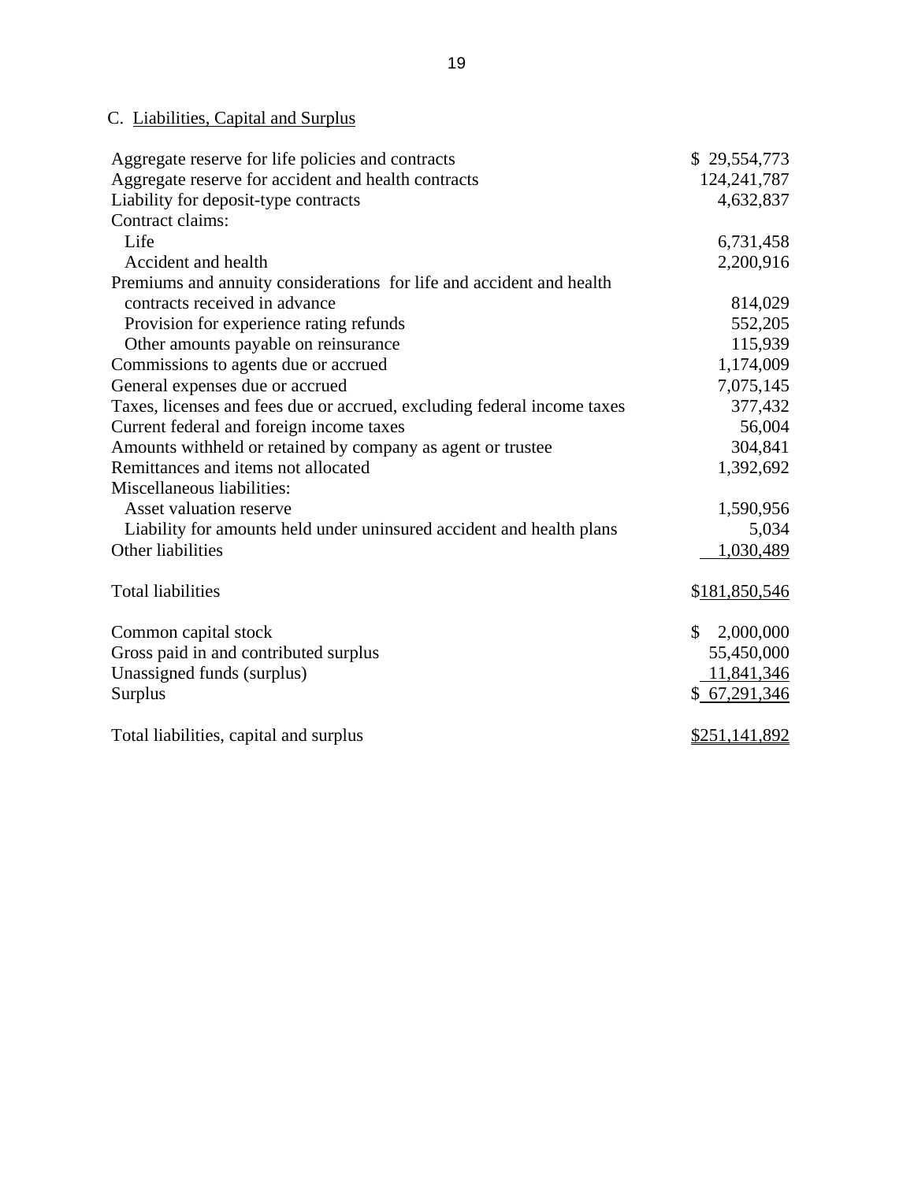## C. Liabilities, Capital and Surplus

| | |
|---|---|
| Aggregate reserve for life policies and contracts | $ 29,554,773 |
| Aggregate reserve for accident and health contracts | 124,241,787 |
| Liability for deposit-type contracts | 4,632,837 |
| Contract claims: | |
| Life | 6,731,458 |
| Accident and health | 2,200,916 |
| Premiums and annuity considerations for life and accident and health contracts received in advance | 814,029 |
| Provision for experience rating refunds | 552,205 |
| Other amounts payable on reinsurance | 115,939 |
| Commissions to agents due or accrued | 1,174,009 |
| General expenses due or accrued | 7,075,145 |
| Taxes, licenses and fees due or accrued, excluding federal income taxes | 377,432 |
| Current federal and foreign income taxes | 56,004 |
| Amounts withheld or retained by company as agent or trustee | 304,841 |
| Remittances and items not allocated | 1,392,692 |
| Miscellaneous liabilities: | |
| Asset valuation reserve | 1,590,956 |
| Liability for amounts held under uninsured accident and health plans | 5,034 |
| Other liabilities | 1,030,489 |
| Total liabilities | $181,850,546 |
| Common capital stock | $ 2,000,000 |
| Gross paid in and contributed surplus | 55,450,000 |
| Unassigned funds (surplus) | 11,841,346 |
| Surplus | $ 67,291,346 |
| Total liabilities, capital and surplus | $251,141,892 |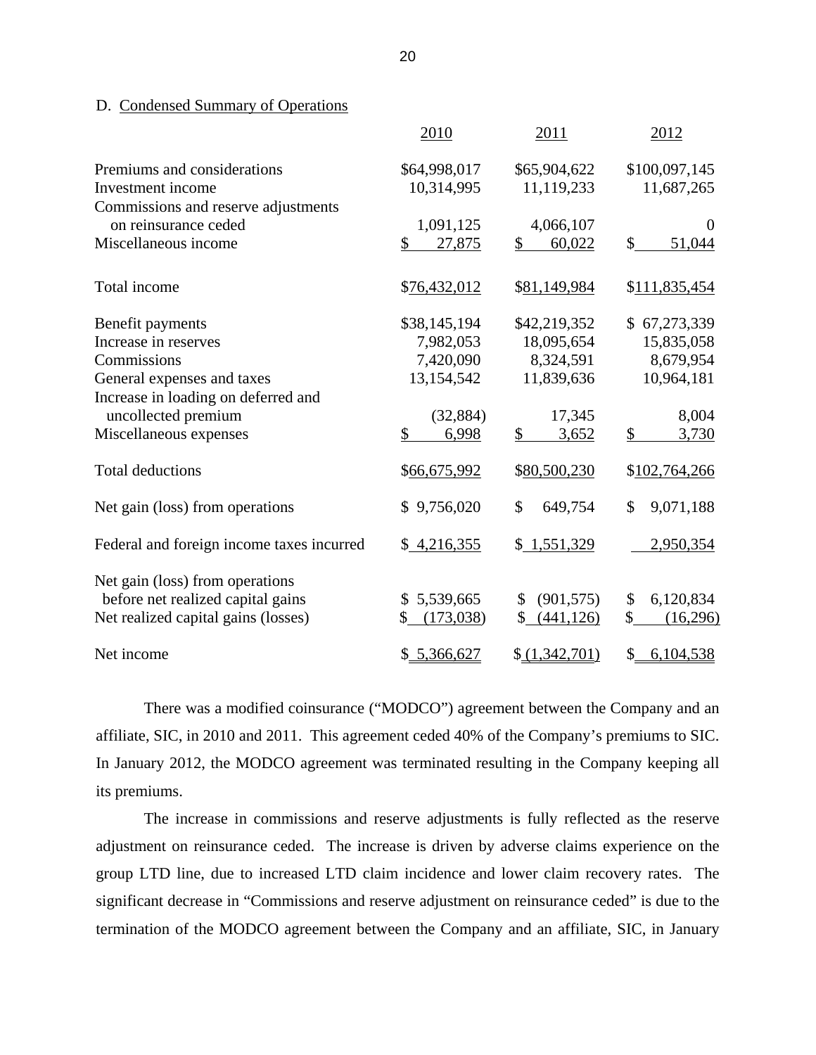D. Condensed Summary of Operations

| | 2010 | 2011 | 2012 |
|---|---|---|---|
| Premiums and considerations | $64,998,017 | $65,904,622 | $100,097,145 |
| Investment income | 10,314,995 | 11,119,233 | 11,687,265 |
| Commissions and reserve adjustments on reinsurance ceded | 1,091,125 | 4,066,107 | 0 |
| Miscellaneous income | $ 27,875 | $ 60,022 | $ 51,044 |
| Total income | $76,432,012 | $81,149,984 | $111,835,454 |
| Benefit payments | $38,145,194 | $42,219,352 | $ 67,273,339 |
| Increase in reserves | 7,982,053 | 18,095,654 | 15,835,058 |
| Commissions | 7,420,090 | 8,324,591 | 8,679,954 |
| General expenses and taxes | 13,154,542 | 11,839,636 | 10,964,181 |
| Increase in loading on deferred and uncollected premium | (32,884) | 17,345 | 8,004 |
| Miscellaneous expenses | $ 6,998 | $ 3,652 | $ 3,730 |
| Total deductions | $66,675,992 | $80,500,230 | $102,764,266 |
| Net gain (loss) from operations | $ 9,756,020 | $ 649,754 | $ 9,071,188 |
| Federal and foreign income taxes incurred | $ 4,216,355 | $ 1,551,329 | 2,950,354 |
| Net gain (loss) from operations before net realized capital gains | $ 5,539,665 | $ (901,575) | $ 6,120,834 |
| Net realized capital gains (losses) | $ (173,038) | $ (441,126) | $ (16,296) |
| Net income | $ 5,366,627 | $ (1,342,701) | $ 6,104,538 |

There was a modified coinsurance ("MODCO") agreement between the Company and an affiliate, SIC, in 2010 and 2011. This agreement ceded 40% of the Company's premiums to SIC. In January 2012, the MODCO agreement was terminated resulting in the Company keeping all its premiums.

The increase in commissions and reserve adjustments is fully reflected as the reserve adjustment on reinsurance ceded. The increase is driven by adverse claims experience on the group LTD line, due to increased LTD claim incidence and lower claim recovery rates. The significant decrease in "Commissions and reserve adjustment on reinsurance ceded" is due to the termination of the MODCO agreement between the Company and an affiliate, SIC, in January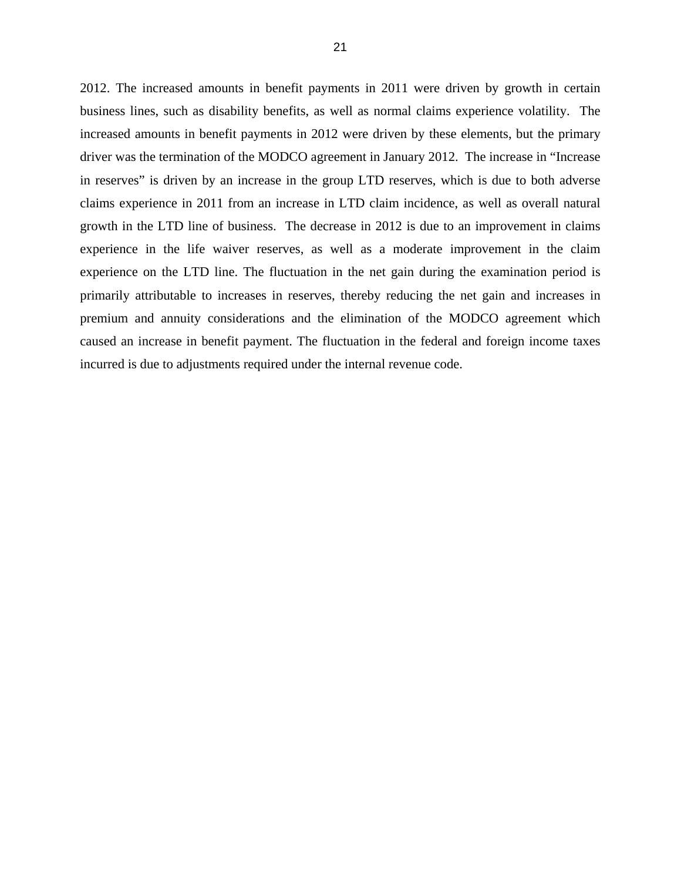2012. The increased amounts in benefit payments in 2011 were driven by growth in certain business lines, such as disability benefits, as well as normal claims experience volatility. The increased amounts in benefit payments in 2012 were driven by these elements, but the primary driver was the termination of the MODCO agreement in January 2012. The increase in "Increase in reserves" is driven by an increase in the group LTD reserves, which is due to both adverse claims experience in 2011 from an increase in LTD claim incidence, as well as overall natural growth in the LTD line of business. The decrease in 2012 is due to an improvement in claims experience in the life waiver reserves, as well as a moderate improvement in the claim experience on the LTD line. The fluctuation in the net gain during the examination period is primarily attributable to increases in reserves, thereby reducing the net gain and increases in premium and annuity considerations and the elimination of the MODCO agreement which caused an increase in benefit payment. The fluctuation in the federal and foreign income taxes incurred is due to adjustments required under the internal revenue code.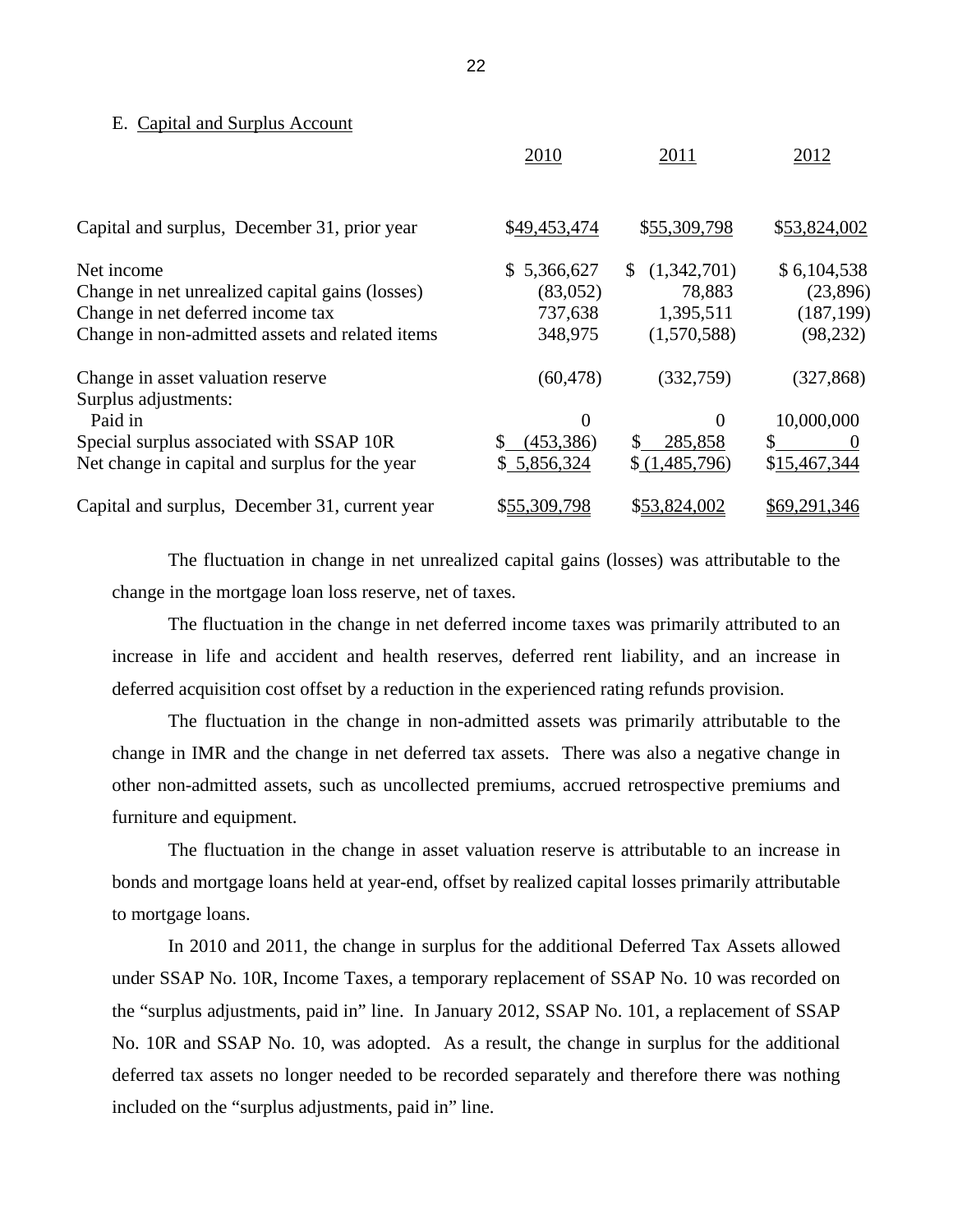E. Capital and Surplus Account

| | 2010 | 2011 | 2012 |
|---|---|---|---|
| Capital and surplus, December 31, prior year | $49,453,474 | $55,309,798 | $53,824,002 |
| Net income | $ 5,366,627 | $ (1,342,701) | $ 6,104,538 |
| Change in net unrealized capital gains (losses) | (83,052) | 78,883 | (23,896) |
| Change in net deferred income tax | 737,638 | 1,395,511 | (187,199) |
| Change in non-admitted assets and related items | 348,975 | (1,570,588) | (98,232) |
| Change in asset valuation reserve | (60,478) | (332,759) | (327,868) |
| Surplus adjustments: | | | |
| Paid in | 0 | 0 | 10,000,000 |
| Special surplus associated with SSAP 10R | $ (453,386) | $ 285,858 | $ 0 |
| Net change in capital and surplus for the year | $ 5,856,324 | $ (1,485,796) | $15,467,344 |
| Capital and surplus, December 31, current year | $55,309,798 | $53,824,002 | $69,291,346 |

The fluctuation in change in net unrealized capital gains (losses) was attributable to the change in the mortgage loan loss reserve, net of taxes.

The fluctuation in the change in net deferred income taxes was primarily attributed to an increase in life and accident and health reserves, deferred rent liability, and an increase in deferred acquisition cost offset by a reduction in the experienced rating refunds provision.

The fluctuation in the change in non-admitted assets was primarily attributable to the change in IMR and the change in net deferred tax assets. There was also a negative change in other non-admitted assets, such as uncollected premiums, accrued retrospective premiums and furniture and equipment.

The fluctuation in the change in asset valuation reserve is attributable to an increase in bonds and mortgage loans held at year-end, offset by realized capital losses primarily attributable to mortgage loans.

In 2010 and 2011, the change in surplus for the additional Deferred Tax Assets allowed under SSAP No. 10R, Income Taxes, a temporary replacement of SSAP No. 10 was recorded on the "surplus adjustments, paid in" line. In January 2012, SSAP No. 101, a replacement of SSAP No. 10R and SSAP No. 10, was adopted. As a result, the change in surplus for the additional deferred tax assets no longer needed to be recorded separately and therefore there was nothing included on the "surplus adjustments, paid in" line.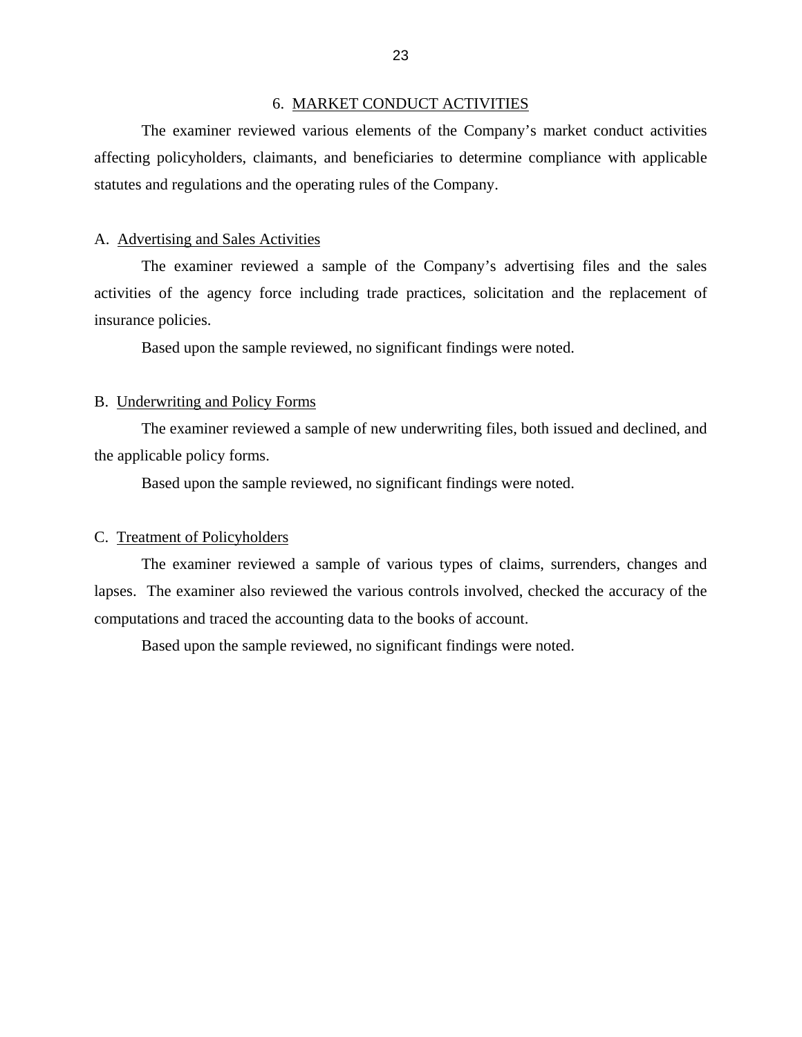## 6. MARKET CONDUCT ACTIVITIES

The examiner reviewed various elements of the Company's market conduct activities affecting policyholders, claimants, and beneficiaries to determine compliance with applicable statutes and regulations and the operating rules of the Company.

### A. Advertising and Sales Activities

The examiner reviewed a sample of the Company's advertising files and the sales activities of the agency force including trade practices, solicitation and the replacement of insurance policies.

Based upon the sample reviewed, no significant findings were noted.

### B. Underwriting and Policy Forms

The examiner reviewed a sample of new underwriting files, both issued and declined, and the applicable policy forms.

Based upon the sample reviewed, no significant findings were noted.

### C. Treatment of Policyholders

The examiner reviewed a sample of various types of claims, surrenders, changes and lapses. The examiner also reviewed the various controls involved, checked the accuracy of the computations and traced the accounting data to the books of account.

Based upon the sample reviewed, no significant findings were noted.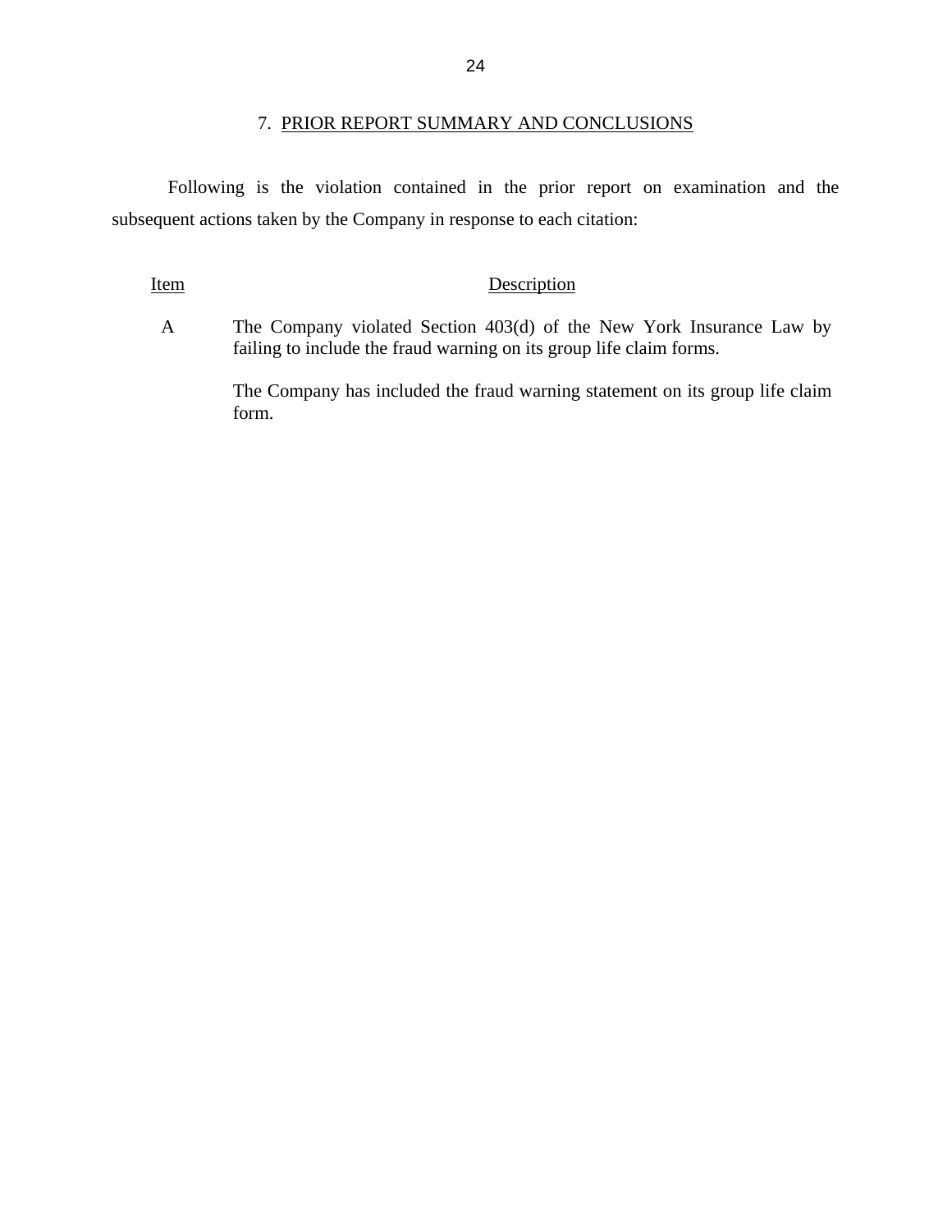## 7. PRIOR REPORT SUMMARY AND CONCLUSIONS

Following is the violation contained in the prior report on examination and the subsequent actions taken by the Company in response to each citation:

| Item | Description |
| --- | --- |
| A | The Company violated Section 403(d) of the New York Insurance Law by failing to include the fraud warning on its group life claim forms.<br><br>The Company has included the fraud warning statement on its group life claim form. |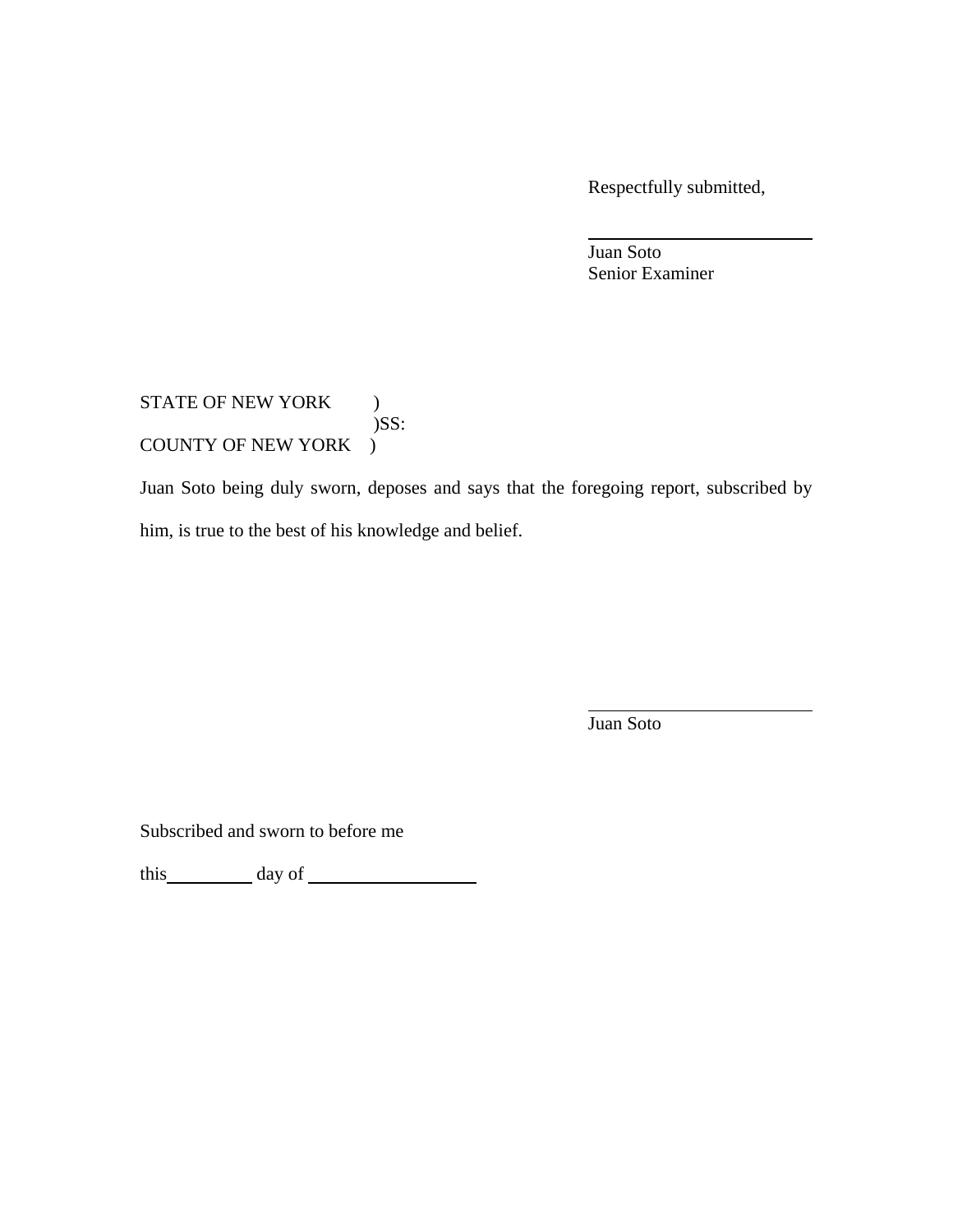Respectfully submitted,

\_\_\_\_\_\_\_\_\_\_\_\_\_\_\_\_\_\_\_\_\_\_\_\_
Juan Soto
Senior Examiner

STATE OF NEW YORK )
)SS:
COUNTY OF NEW YORK )

Juan Soto being duly sworn, deposes and says that the foregoing report, subscribed by him, is true to the best of his knowledge and belief.

\_\_\_\_\_\_\_\_\_\_\_\_\_\_\_\_\_\_\_\_\_\_\_\_
Juan Soto

Subscribed and sworn to before me

this\_\_\_\_\_\_\_\_\_\_ day of \_\_\_\_\_\_\_\_\_\_\_\_\_\_\_\_\_\_\_\_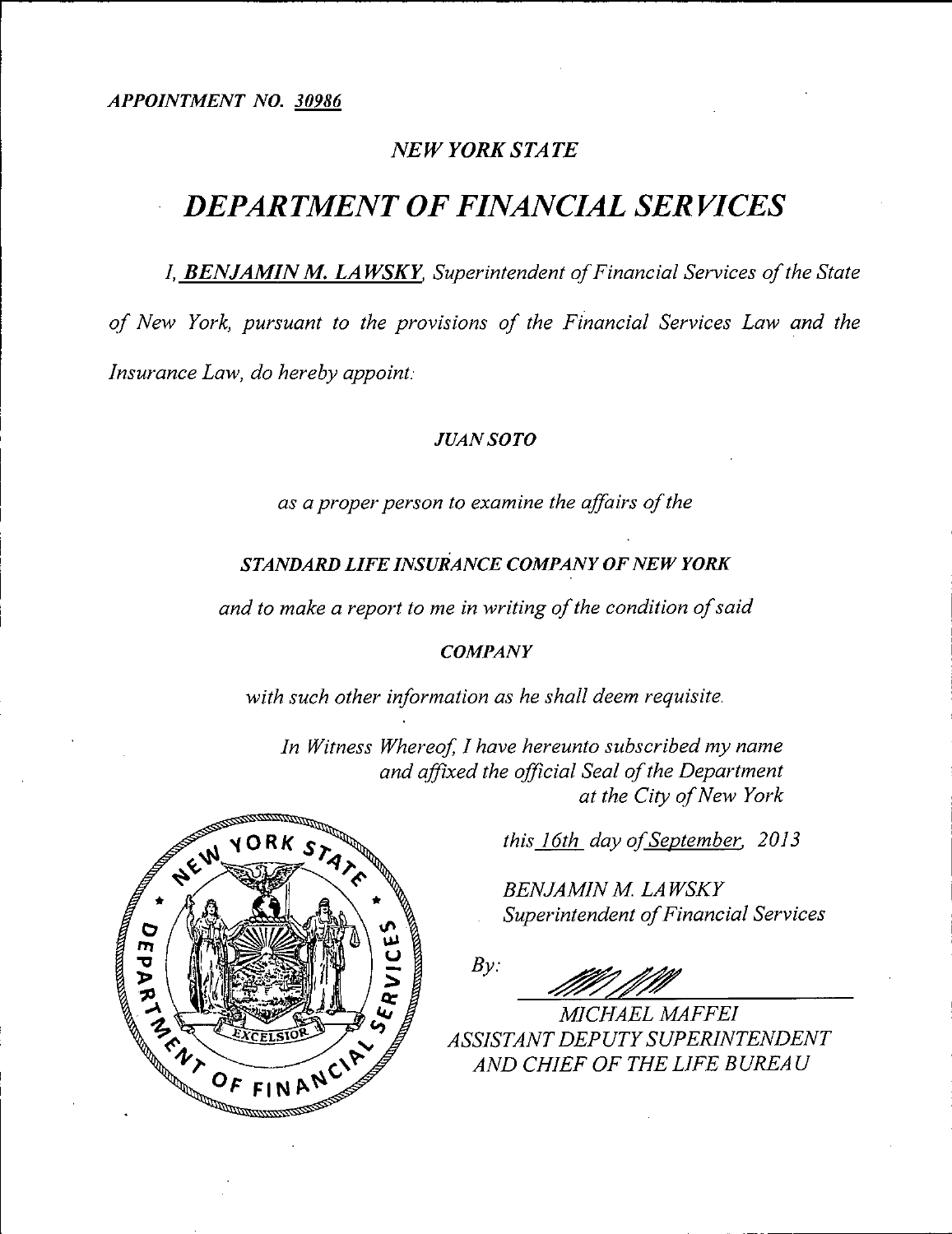*APPOINTMENT NO. 30986*

*NEW YORK STATE*

# *DEPARTMENT OF FINANCIAL SERVICES*

*I, **BENJAMIN M. LAWSKY**, Superintendent of Financial Services of the State of New York, pursuant to the provisions of the Financial Services Law and the Insurance Law, do hereby appoint:*

***JUAN SOTO***

*as a proper person to examine the affairs of the*

***STANDARD LIFE INSURANCE COMPANY OF NEW YORK***

*and to make a report to me in writing of the condition of said*

***COMPANY***

*with such other information as he shall deem requisite.*

*In Witness Whereof, I have hereunto subscribed my name and affixed the official Seal of the Department at the City of New York*

*this 16th day of September, 2013*

*BENJAMIN M. LAWSKY*
*Superintendent of Financial Services*

*By:*

*MICHAEL MAFFEI*
*ASSISTANT DEPUTY SUPERINTENDENT AND CHIEF OF THE LIFE BUREAU*